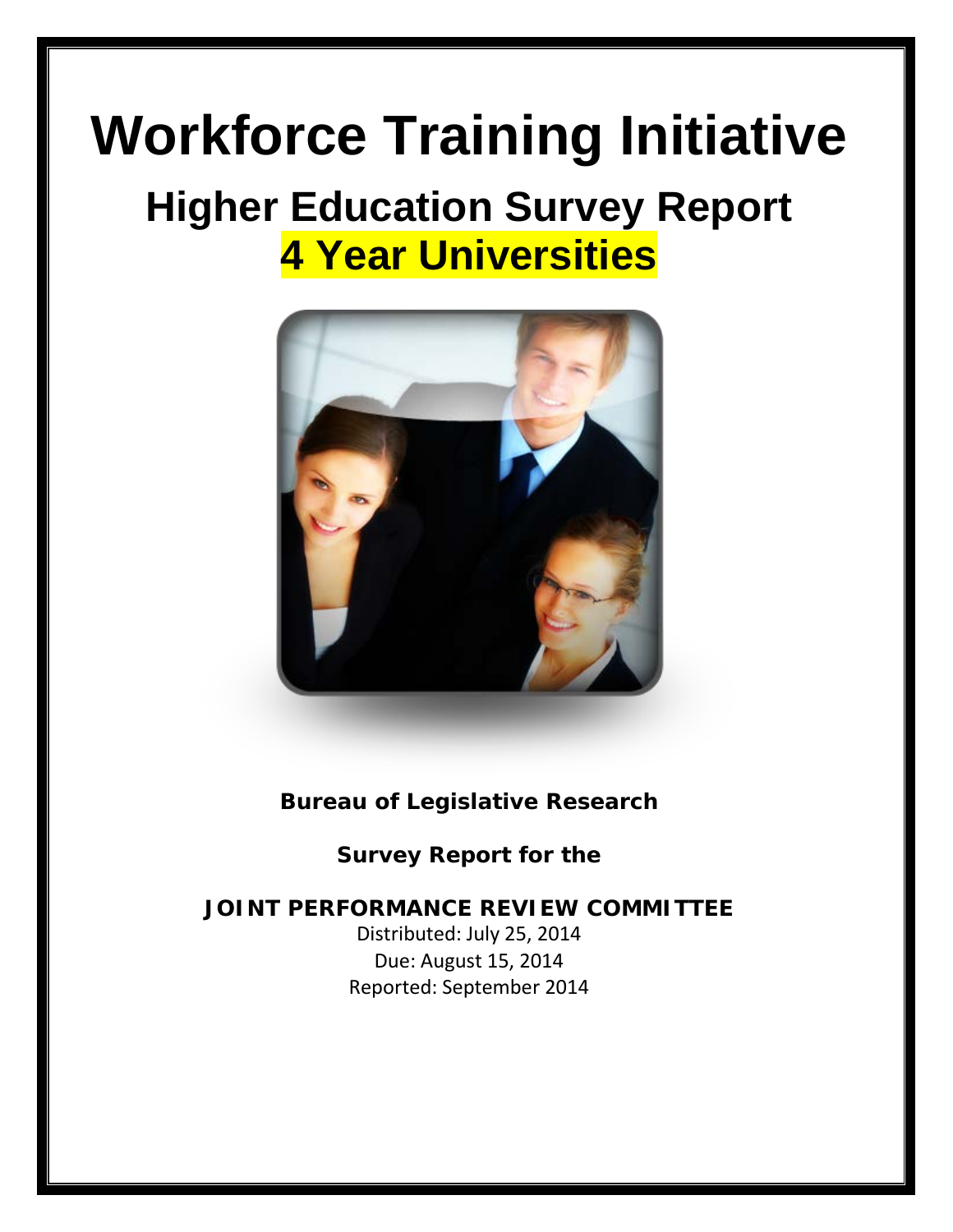# Workforce Training Initiative

## Higher Education Survey Report

## 4 Year Universities

**Bureau of Legislative Research**

**Survey Report for the**

**JOINT PERFORMANCE REVIEW COMMITTEE**

Distributed: July 25, 2014

Due: August 15, 2014

Reported: September 2014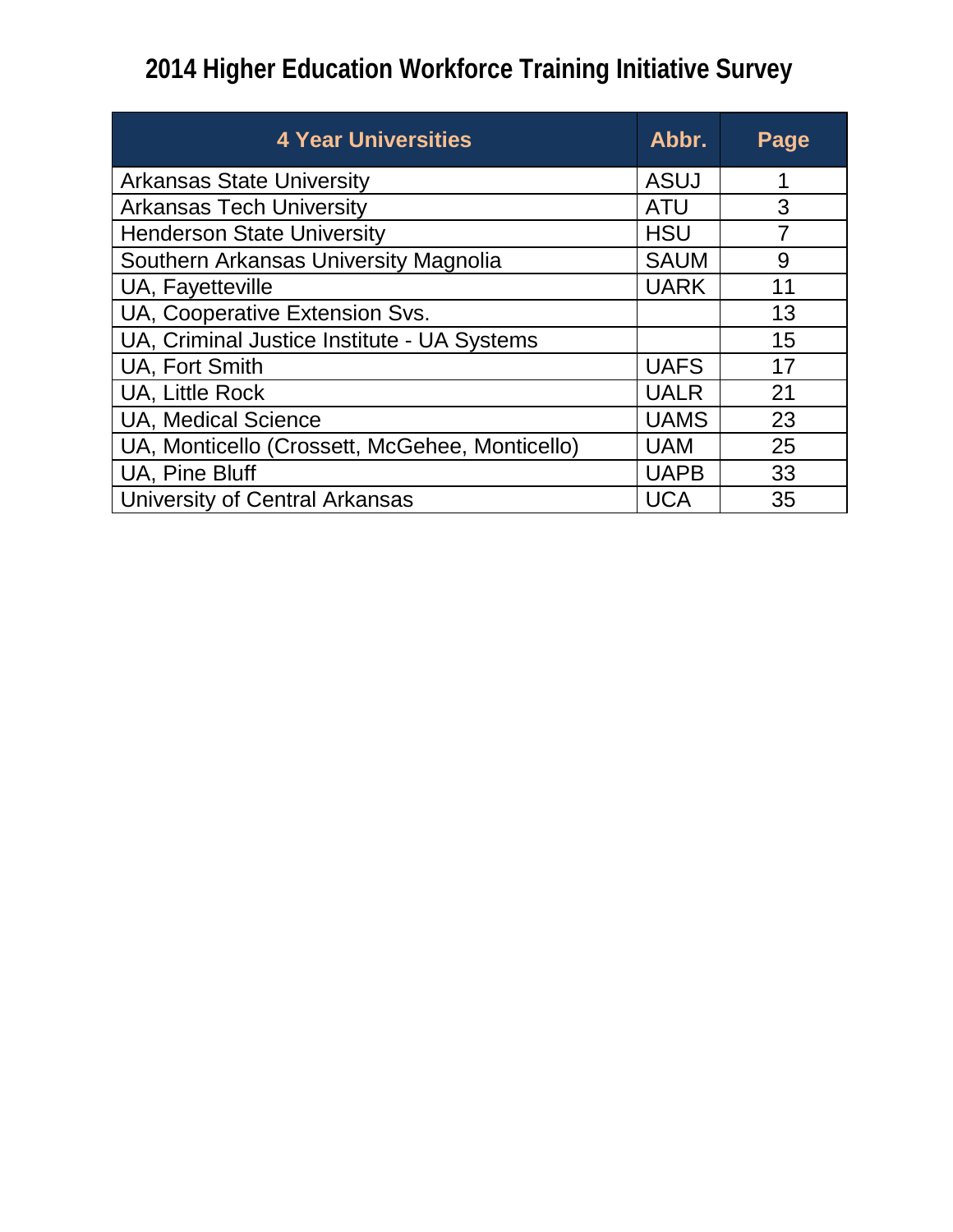# 2014 Higher Education Workforce Training Initiative Survey

| 4 Year Universities | Abbr. | Page |
|---|---|---|
| Arkansas State University | ASUJ | 1 |
| Arkansas Tech University | ATU | 3 |
| Henderson State University | HSU | 7 |
| Southern Arkansas University Magnolia | SAUM | 9 |
| UA, Fayetteville | UARK | 11 |
| UA, Cooperative Extension Svs. | | 13 |
| UA, Criminal Justice Institute - UA Systems | | 15 |
| UA, Fort Smith | UAFS | 17 |
| UA, Little Rock | UALR | 21 |
| UA, Medical Science | UAMS | 23 |
| UA, Monticello (Crossett, McGehee, Monticello) | UAM | 25 |
| UA, Pine Bluff | UAPB | 33 |
| University of Central Arkansas | UCA | 35 |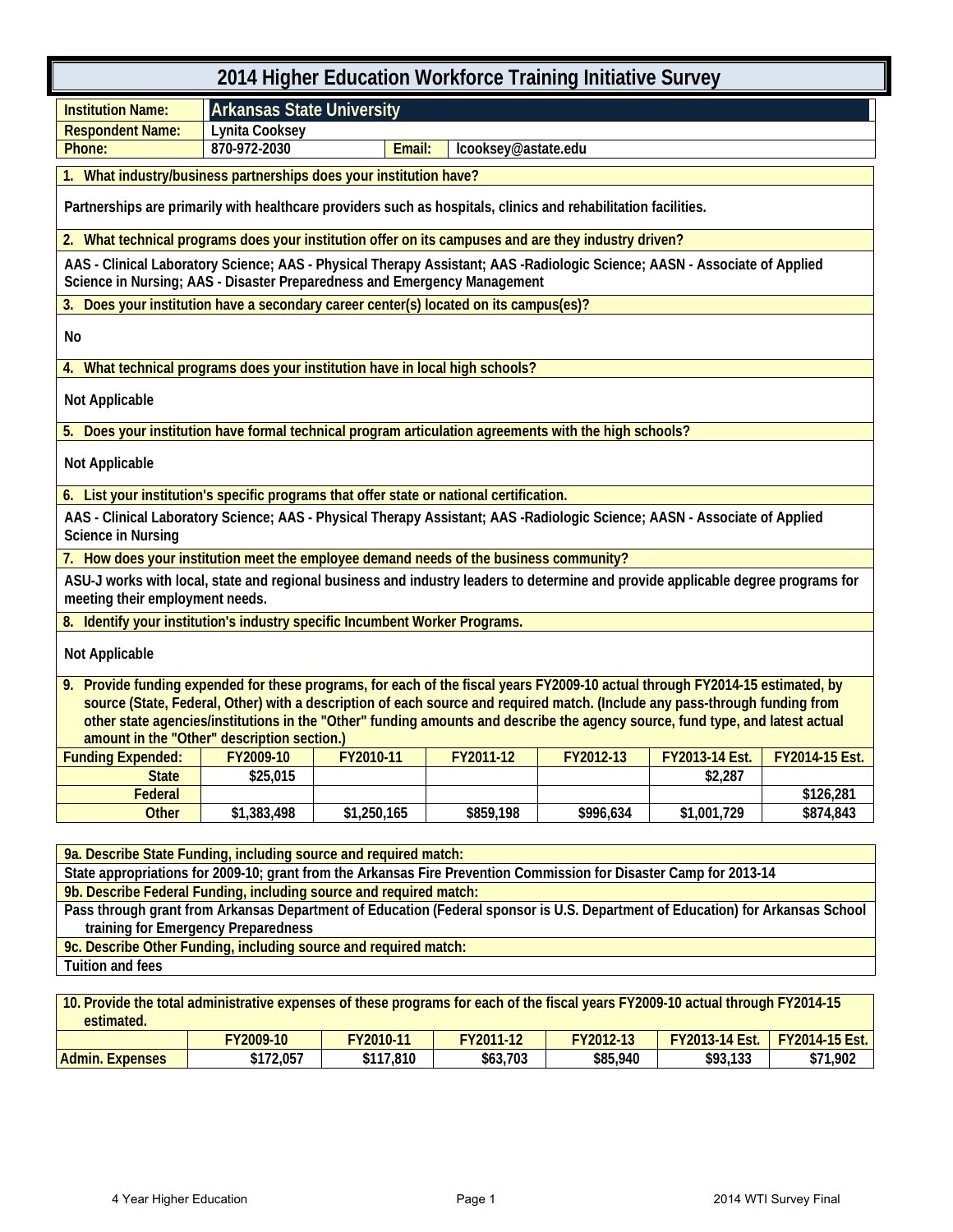# 2014 Higher Education Workforce Training Initiative Survey

| | | | |
|---|---|---|---|
| **Institution Name:** | **Arkansas State University** | | |
| **Respondent Name:** | Lynita Cooksey | | |
| **Phone:** | 870-972-2030 | **Email:** | lcooksey@astate.edu |

**1. What industry/business partnerships does your institution have?**

Partnerships are primarily with healthcare providers such as hospitals, clinics and rehabilitation facilities.

**2. What technical programs does your institution offer on its campuses and are they industry driven?**

AAS - Clinical Laboratory Science; AAS - Physical Therapy Assistant; AAS -Radiologic Science; AASN - Associate of Applied Science in Nursing; AAS - Disaster Preparedness and Emergency Management

**3. Does your institution have a secondary career center(s) located on its campus(es)?**

No

**4. What technical programs does your institution have in local high schools?**

Not Applicable

**5. Does your institution have formal technical program articulation agreements with the high schools?**

Not Applicable

**6. List your institution's specific programs that offer state or national certification.**

AAS - Clinical Laboratory Science; AAS - Physical Therapy Assistant; AAS -Radiologic Science; AASN - Associate of Applied Science in Nursing

**7. How does your institution meet the employee demand needs of the business community?**

ASU-J works with local, state and regional business and industry leaders to determine and provide applicable degree programs for meeting their employment needs.

**8. Identify your institution's industry specific Incumbent Worker Programs.**

Not Applicable

**9. Provide funding expended for these programs, for each of the fiscal years FY2009-10 actual through FY2014-15 estimated, by source (State, Federal, Other) with a description of each source and required match. (Include any pass-through funding from other state agencies/institutions in the "Other" funding amounts and describe the agency source, fund type, and latest actual amount in the "Other" description section.)**

| Funding Expended: | FY2009-10 | FY2010-11 | FY2011-12 | FY2012-13 | FY2013-14 Est. | FY2014-15 Est. |
|---|---|---|---|---|---|---|
| State | $25,015 | | | | $2,287 | |
| Federal | | | | | | $126,281 |
| Other | $1,383,498 | $1,250,165 | $859,198 | $996,634 | $1,001,729 | $874,843 |

**9a. Describe State Funding, including source and required match:**

State appropriations for 2009-10; grant from the Arkansas Fire Prevention Commission for Disaster Camp for 2013-14

**9b. Describe Federal Funding, including source and required match:**

Pass through grant from Arkansas Department of Education (Federal sponsor is U.S. Department of Education) for Arkansas School training for Emergency Preparedness

**9c. Describe Other Funding, including source and required match:**

Tuition and fees

**10. Provide the total administrative expenses of these programs for each of the fiscal years FY2009-10 actual through FY2014-15 estimated.**

| | FY2009-10 | FY2010-11 | FY2011-12 | FY2012-13 | FY2013-14 Est. | FY2014-15 Est. |
|---|---|---|---|---|---|---|
| Admin. Expenses | $172,057 | $117,810 | $63,703 | $85,940 | $93,133 | $71,902 |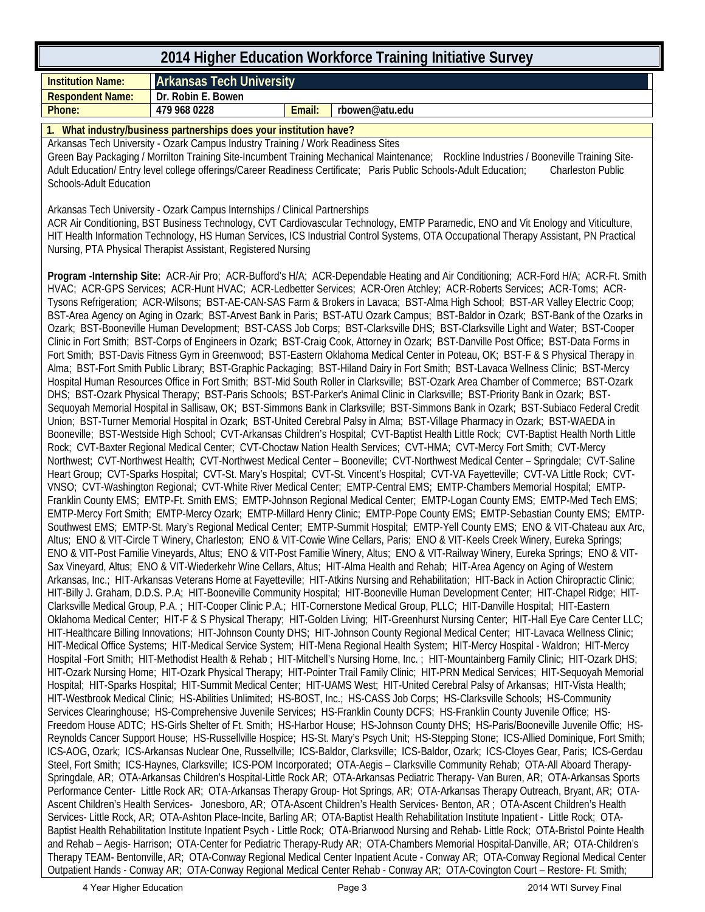# 2014 Higher Education Workforce Training Initiative Survey

| Institution Name: | Arkansas Tech University | | |
|---|---|---|---|
| Respondent Name: | Dr. Robin E. Bowen | | |
| Phone: | 479 968 0228 | Email: | rbowen@atu.edu |

**1. What industry/business partnerships does your institution have?**

Arkansas Tech University - Ozark Campus Industry Training / Work Readiness Sites

Green Bay Packaging / Morrilton Training Site-Incumbent Training Mechanical Maintenance; Rockline Industries / Booneville Training Site-Adult Education/ Entry level college offerings/Career Readiness Certificate; Paris Public Schools-Adult Education; Charleston Public Schools-Adult Education

Arkansas Tech University - Ozark Campus Internships / Clinical Partnerships

ACR Air Conditioning, BST Business Technology, CVT Cardiovascular Technology, EMTP Paramedic, ENO and Vit Enology and Viticulture, HIT Health Information Technology, HS Human Services, ICS Industrial Control Systems, OTA Occupational Therapy Assistant, PN Practical Nursing, PTA Physical Therapist Assistant, Registered Nursing

**Program -Internship Site:** ACR-Air Pro; ACR-Bufford's H/A; ACR-Dependable Heating and Air Conditioning; ACR-Ford H/A; ACR-Ft. Smith HVAC; ACR-GPS Services; ACR-Hunt HVAC; ACR-Ledbetter Services; ACR-Oren Atchley; ACR-Roberts Services; ACR-Toms; ACR-Tysons Refrigeration; ACR-Wilsons; BST-AE-CAN-SAS Farm & Brokers in Lavaca; BST-Alma High School; BST-AR Valley Electric Coop; BST-Area Agency on Aging in Ozark; BST-Arvest Bank in Paris; BST-ATU Ozark Campus; BST-Baldor in Ozark; BST-Bank of the Ozarks in Ozark; BST-Booneville Human Development; BST-CASS Job Corps; BST-Clarksville DHS; BST-Clarksville Light and Water; BST-Cooper Clinic in Fort Smith; BST-Corps of Engineers in Ozark; BST-Craig Cook, Attorney in Ozark; BST-Danville Post Office; BST-Data Forms in Fort Smith; BST-Davis Fitness Gym in Greenwood; BST-Eastern Oklahoma Medical Center in Poteau, OK; BST-F & S Physical Therapy in Alma; BST-Fort Smith Public Library; BST-Graphic Packaging; BST-Hiland Dairy in Fort Smith; BST-Lavaca Wellness Clinic; BST-Mercy Hospital Human Resources Office in Fort Smith; BST-Mid South Roller in Clarksville; BST-Ozark Area Chamber of Commerce; BST-Ozark DHS; BST-Ozark Physical Therapy; BST-Paris Schools; BST-Parker's Animal Clinic in Clarksville; BST-Priority Bank in Ozark; BST-Sequoyah Memorial Hospital in Sallisaw, OK; BST-Simmons Bank in Clarksville; BST-Simmons Bank in Ozark; BST-Subiaco Federal Credit Union; BST-Turner Memorial Hospital in Ozark; BST-United Cerebral Palsy in Alma; BST-Village Pharmacy in Ozark; BST-WAEDA in Booneville; BST-Westside High School; CVT-Arkansas Children's Hospital; CVT-Baptist Health Little Rock; CVT-Baptist Health North Little Rock; CVT-Baxter Regional Medical Center; CVT-Choctaw Nation Health Services; CVT-HMA; CVT-Mercy Fort Smith; CVT-Mercy Northwest; CVT-Northwest Health; CVT-Northwest Medical Center – Booneville; CVT-Northwest Medical Center – Springdale; CVT-Saline Heart Group; CVT-Sparks Hospital; CVT-St. Mary's Hospital; CVT-St. Vincent's Hospital; CVT-VA Fayetteville; CVT-VA Little Rock; CVT-VNSO; CVT-Washington Regional; CVT-White River Medical Center; EMTP-Central EMS; EMTP-Chambers Memorial Hospital; EMTP-Franklin County EMS; EMTP-Ft. Smith EMS; EMTP-Johnson Regional Medical Center; EMTP-Logan County EMS; EMTP-Med Tech EMS; EMTP-Mercy Fort Smith; EMTP-Mercy Ozark; EMTP-Millard Henry Clinic; EMTP-Pope County EMS; EMTP-Sebastian County EMS; EMTP-Southwest EMS; EMTP-St. Mary's Regional Medical Center; EMTP-Summit Hospital; EMTP-Yell County EMS; ENO & VIT-Chateau aux Arc, Altus; ENO & VIT-Circle T Winery, Charleston; ENO & VIT-Cowie Wine Cellars, Paris; ENO & VIT-Keels Creek Winery, Eureka Springs; ENO & VIT-Post Familie Vineyards, Altus; ENO & VIT-Post Familie Winery, Altus; ENO & VIT-Railway Winery, Eureka Springs; ENO & VIT-Sax Vineyard, Altus; ENO & VIT-Wiederkehr Wine Cellars, Altus; HIT-Alma Health and Rehab; HIT-Area Agency on Aging of Western Arkansas, Inc.; HIT-Arkansas Veterans Home at Fayetteville; HIT-Atkins Nursing and Rehabilitation; HIT-Back in Action Chiropractic Clinic; HIT-Billy J. Graham, D.D.S. P.A; HIT-Booneville Community Hospital; HIT-Booneville Human Development Center; HIT-Chapel Ridge; HIT-Clarksville Medical Group, P.A. ; HIT-Cooper Clinic P.A.; HIT-Cornerstone Medical Group, PLLC; HIT-Danville Hospital; HIT-Eastern Oklahoma Medical Center; HIT-F & S Physical Therapy; HIT-Golden Living; HIT-Greenhurst Nursing Center; HIT-Hall Eye Care Center LLC; HIT-Healthcare Billing Innovations; HIT-Johnson County DHS; HIT-Johnson County Regional Medical Center; HIT-Lavaca Wellness Clinic; HIT-Medical Office Systems; HIT-Medical Service System; HIT-Mena Regional Health System; HIT-Mercy Hospital - Waldron; HIT-Mercy Hospital -Fort Smith; HIT-Methodist Health & Rehab ; HIT-Mitchell's Nursing Home, Inc. ; HIT-Mountainberg Family Clinic; HIT-Ozark DHS; HIT-Ozark Nursing Home; HIT-Ozark Physical Therapy; HIT-Pointer Trail Family Clinic; HIT-PRN Medical Services; HIT-Sequoyah Memorial Hospital; HIT-Sparks Hospital; HIT-Summit Medical Center; HIT-UAMS West; HIT-United Cerebral Palsy of Arkansas; HIT-Vista Health; HIT-Westbrook Medical Clinic; HS-Abilities Unlimited; HS-BOST, Inc.; HS-CASS Job Corps; HS-Clarksville Schools; HS-Community Services Clearinghouse; HS-Comprehensive Juvenile Services; HS-Franklin County DCFS; HS-Franklin County Juvenile Office; HS-Freedom House ADTC; HS-Girls Shelter of Ft. Smith; HS-Harbor House; HS-Johnson County DHS; HS-Paris/Booneville Juvenile Offic; HS-Reynolds Cancer Support House; HS-Russellville Hospice; HS-St. Mary's Psych Unit; HS-Stepping Stone; ICS-Allied Dominique, Fort Smith; ICS-AOG, Ozark; ICS-Arkansas Nuclear One, Russellville; ICS-Baldor, Clarksville; ICS-Baldor, Ozark; ICS-Cloyes Gear, Paris; ICS-Gerdau Steel, Fort Smith; ICS-Haynes, Clarksville; ICS-POM Incorporated; OTA-Aegis – Clarksville Community Rehab; OTA-All Aboard Therapy-Springdale, AR; OTA-Arkansas Children's Hospital-Little Rock AR; OTA-Arkansas Pediatric Therapy- Van Buren, AR; OTA-Arkansas Sports Performance Center- Little Rock AR; OTA-Arkansas Therapy Group- Hot Springs, AR; OTA-Arkansas Therapy Outreach, Bryant, AR; OTA-Ascent Children's Health Services- Jonesboro, AR; OTA-Ascent Children's Health Services- Benton, AR ; OTA-Ascent Children's Health Services- Little Rock, AR; OTA-Ashton Place-Incite, Barling AR; OTA-Baptist Health Rehabilitation Institute Inpatient - Little Rock; OTA-Baptist Health Rehabilitation Institute Inpatient Psych - Little Rock; OTA-Briarwood Nursing and Rehab- Little Rock; OTA-Bristol Pointe Health and Rehab – Aegis- Harrison; OTA-Center for Pediatric Therapy-Rudy AR; OTA-Chambers Memorial Hospital-Danville, AR; OTA-Children's Therapy TEAM- Bentonville, AR; OTA-Conway Regional Medical Center Inpatient Acute - Conway AR; OTA-Conway Regional Medical Center Outpatient Hands - Conway AR; OTA-Conway Regional Medical Center Rehab - Conway AR; OTA-Covington Court – Restore- Ft. Smith;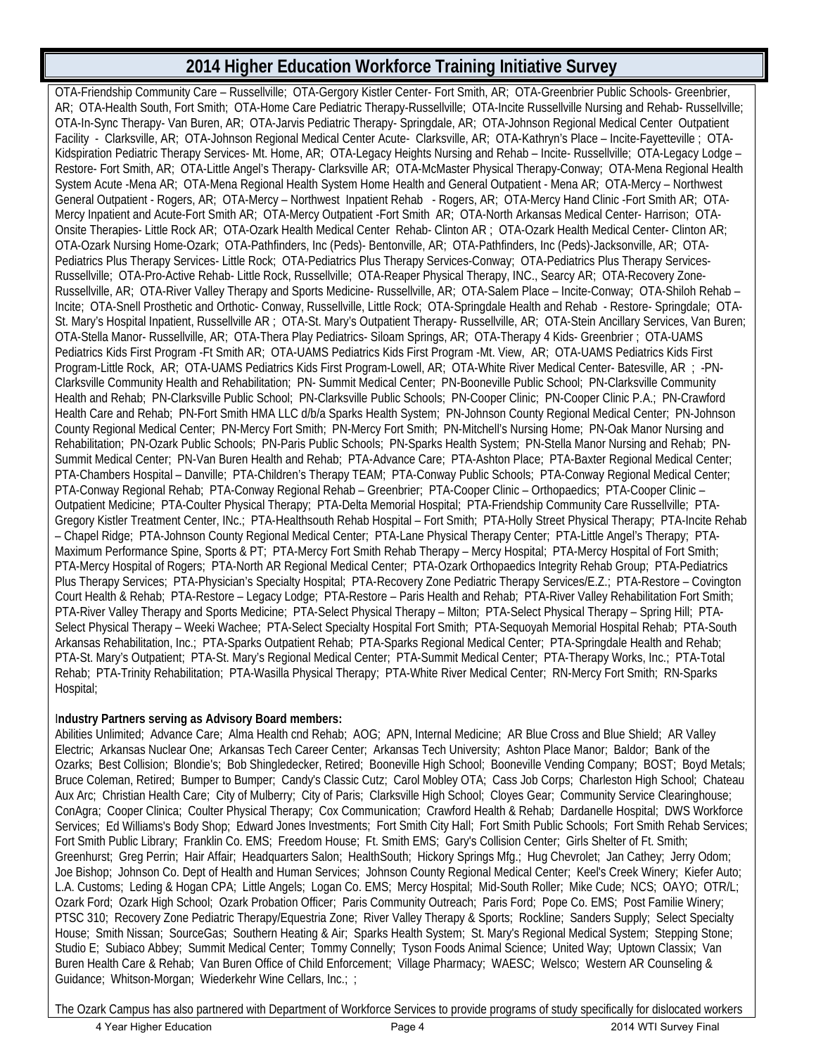## 2014 Higher Education Workforce Training Initiative Survey

OTA-Friendship Community Care – Russellville; OTA-Gergory Kistler Center- Fort Smith, AR; OTA-Greenbrier Public Schools- Greenbrier, AR; OTA-Health South, Fort Smith; OTA-Home Care Pediatric Therapy-Russellville; OTA-Incite Russellville Nursing and Rehab- Russellville; OTA-In-Sync Therapy- Van Buren, AR; OTA-Jarvis Pediatric Therapy- Springdale, AR; OTA-Johnson Regional Medical Center Outpatient Facility - Clarksville, AR; OTA-Johnson Regional Medical Center Acute- Clarksville, AR; OTA-Kathryn's Place – Incite-Fayetteville ; OTA-Kidspiration Pediatric Therapy Services- Mt. Home, AR; OTA-Legacy Heights Nursing and Rehab – Incite- Russellville; OTA-Legacy Lodge – Restore- Fort Smith, AR; OTA-Little Angel's Therapy- Clarksville AR; OTA-McMaster Physical Therapy-Conway; OTA-Mena Regional Health System Acute -Mena AR; OTA-Mena Regional Health System Home Health and General Outpatient - Mena AR; OTA-Mercy – Northwest General Outpatient - Rogers, AR; OTA-Mercy – Northwest Inpatient Rehab - Rogers, AR; OTA-Mercy Hand Clinic -Fort Smith AR; OTA-Mercy Inpatient and Acute-Fort Smith AR; OTA-Mercy Outpatient -Fort Smith AR; OTA-North Arkansas Medical Center- Harrison; OTA-Onsite Therapies- Little Rock AR; OTA-Ozark Health Medical Center Rehab- Clinton AR ; OTA-Ozark Health Medical Center- Clinton AR; OTA-Ozark Nursing Home-Ozark; OTA-Pathfinders, Inc (Peds)- Bentonville, AR; OTA-Pathfinders, Inc (Peds)-Jacksonville, AR; OTA-Pediatrics Plus Therapy Services- Little Rock; OTA-Pediatrics Plus Therapy Services-Conway; OTA-Pediatrics Plus Therapy Services-Russellville; OTA-Pro-Active Rehab- Little Rock, Russellville; OTA-Reaper Physical Therapy, INC., Searcy AR; OTA-Recovery Zone-Russellville, AR; OTA-River Valley Therapy and Sports Medicine- Russellville, AR; OTA-Salem Place – Incite-Conway; OTA-Shiloh Rehab – Incite; OTA-Snell Prosthetic and Orthotic- Conway, Russellville, Little Rock; OTA-Springdale Health and Rehab - Restore- Springdale; OTA-St. Mary's Hospital Inpatient, Russellville AR ; OTA-St. Mary's Outpatient Therapy- Russellville, AR; OTA-Stein Ancillary Services, Van Buren; OTA-Stella Manor- Russellville, AR; OTA-Thera Play Pediatrics- Siloam Springs, AR; OTA-Therapy 4 Kids- Greenbrier ; OTA-UAMS Pediatrics Kids First Program -Ft Smith AR; OTA-UAMS Pediatrics Kids First Program -Mt. View, AR; OTA-UAMS Pediatrics Kids First Program-Little Rock, AR; OTA-UAMS Pediatrics Kids First Program-Lowell, AR; OTA-White River Medical Center- Batesville, AR ; -PN-Clarksville Community Health and Rehabilitation; PN- Summit Medical Center; PN-Booneville Public School; PN-Clarksville Community Health and Rehab; PN-Clarksville Public School; PN-Clarksville Public Schools; PN-Cooper Clinic; PN-Cooper Clinic P.A.; PN-Crawford Health Care and Rehab; PN-Fort Smith HMA LLC d/b/a Sparks Health System; PN-Johnson County Regional Medical Center; PN-Johnson County Regional Medical Center; PN-Mercy Fort Smith; PN-Mercy Fort Smith; PN-Mitchell's Nursing Home; PN-Oak Manor Nursing and Rehabilitation; PN-Ozark Public Schools; PN-Paris Public Schools; PN-Sparks Health System; PN-Stella Manor Nursing and Rehab; PN-Summit Medical Center; PN-Van Buren Health and Rehab; PTA-Advance Care; PTA-Ashton Place; PTA-Baxter Regional Medical Center; PTA-Chambers Hospital – Danville; PTA-Children's Therapy TEAM; PTA-Conway Public Schools; PTA-Conway Regional Medical Center; PTA-Conway Regional Rehab; PTA-Conway Regional Rehab – Greenbrier; PTA-Cooper Clinic – Orthopaedics; PTA-Cooper Clinic – Outpatient Medicine; PTA-Coulter Physical Therapy; PTA-Delta Memorial Hospital; PTA-Friendship Community Care Russellville; PTA-Gregory Kistler Treatment Center, INc.; PTA-Healthsouth Rehab Hospital – Fort Smith; PTA-Holly Street Physical Therapy; PTA-Incite Rehab – Chapel Ridge; PTA-Johnson County Regional Medical Center; PTA-Lane Physical Therapy Center; PTA-Little Angel's Therapy; PTA-Maximum Performance Spine, Sports & PT; PTA-Mercy Fort Smith Rehab Therapy – Mercy Hospital; PTA-Mercy Hospital of Fort Smith; PTA-Mercy Hospital of Rogers; PTA-North AR Regional Medical Center; PTA-Ozark Orthopaedics Integrity Rehab Group; PTA-Pediatrics Plus Therapy Services; PTA-Physician's Specialty Hospital; PTA-Recovery Zone Pediatric Therapy Services/E.Z.; PTA-Restore – Covington Court Health & Rehab; PTA-Restore – Legacy Lodge; PTA-Restore – Paris Health and Rehab; PTA-River Valley Rehabilitation Fort Smith; PTA-River Valley Therapy and Sports Medicine; PTA-Select Physical Therapy – Milton; PTA-Select Physical Therapy – Spring Hill; PTA-Select Physical Therapy – Weeki Wachee; PTA-Select Specialty Hospital Fort Smith; PTA-Sequoyah Memorial Hospital Rehab; PTA-South Arkansas Rehabilitation, Inc.; PTA-Sparks Outpatient Rehab; PTA-Sparks Regional Medical Center; PTA-Springdale Health and Rehab; PTA-St. Mary's Outpatient; PTA-St. Mary's Regional Medical Center; PTA-Summit Medical Center; PTA-Therapy Works, Inc.; PTA-Total Rehab; PTA-Trinity Rehabilitation; PTA-Wasilla Physical Therapy; PTA-White River Medical Center; RN-Mercy Fort Smith; RN-Sparks Hospital;

**Industry Partners serving as Advisory Board members:**
Abilities Unlimited; Advance Care; Alma Health cnd Rehab; AOG; APN, Internal Medicine; AR Blue Cross and Blue Shield; AR Valley Electric; Arkansas Nuclear One; Arkansas Tech Career Center; Arkansas Tech University; Ashton Place Manor; Baldor; Bank of the Ozarks; Best Collision; Blondie's; Bob Shingledecker, Retired; Booneville High School; Booneville Vending Company; BOST; Boyd Metals; Bruce Coleman, Retired; Bumper to Bumper; Candy's Classic Cutz; Carol Mobley OTA; Cass Job Corps; Charleston High School; Chateau Aux Arc; Christian Health Care; City of Mulberry; City of Paris; Clarksville High School; Cloyes Gear; Community Service Clearinghouse; ConAgra; Cooper Clinica; Coulter Physical Therapy; Cox Communication; Crawford Health & Rehab; Dardanelle Hospital; DWS Workforce Services; Ed Williams's Body Shop; Edward Jones Investments; Fort Smith City Hall; Fort Smith Public Schools; Fort Smith Rehab Services; Fort Smith Public Library; Franklin Co. EMS; Freedom House; Ft. Smith EMS; Gary's Collision Center; Girls Shelter of Ft. Smith; Greenhurst; Greg Perrin; Hair Affair; Headquarters Salon; HealthSouth; Hickory Springs Mfg.; Hug Chevrolet; Jan Cathey; Jerry Odom; Joe Bishop; Johnson Co. Dept of Health and Human Services; Johnson County Regional Medical Center; Keel's Creek Winery; Kiefer Auto; L.A. Customs; Leding & Hogan CPA; Little Angels; Logan Co. EMS; Mercy Hospital; Mid-South Roller; Mike Cude; NCS; OAYO; OTR/L; Ozark Ford; Ozark High School; Ozark Probation Officer; Paris Community Outreach; Paris Ford; Pope Co. EMS; Post Familie Winery; PTSC 310; Recovery Zone Pediatric Therapy/Equestria Zone; River Valley Therapy & Sports; Rockline; Sanders Supply; Select Specialty House; Smith Nissan; SourceGas; Southern Heating & Air; Sparks Health System; St. Mary's Regional Medical System; Stepping Stone; Studio E; Subiaco Abbey; Summit Medical Center; Tommy Connelly; Tyson Foods Animal Science; United Way; Uptown Classix; Van Buren Health Care & Rehab; Van Buren Office of Child Enforcement; Village Pharmacy; WAESC; Welsco; Western AR Counseling & Guidance; Whitson-Morgan; Wiederkehr Wine Cellars, Inc.; ;

The Ozark Campus has also partnered with Department of Workforce Services to provide programs of study specifically for dislocated workers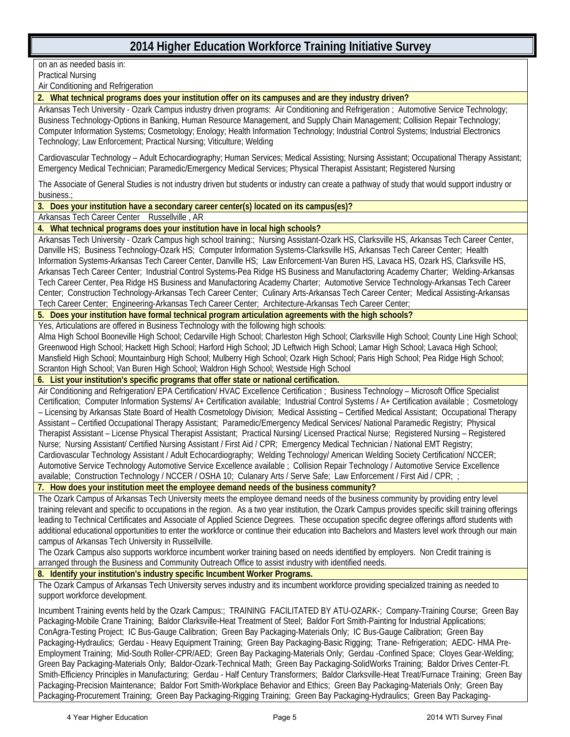# 2014 Higher Education Workforce Training Initiative Survey

on an as needed basis in:
Practical Nursing
Air Conditioning and Refrigeration

**2. What technical programs does your institution offer on its campuses and are they industry driven?**

Arkansas Tech University - Ozark Campus industry driven programs: Air Conditioning and Refrigeration ; Automotive Service Technology; Business Technology-Options in Banking, Human Resource Management, and Supply Chain Management; Collision Repair Technology; Computer Information Systems; Cosmetology; Enology; Health Information Technology; Industrial Control Systems; Industrial Electronics Technology; Law Enforcement; Practical Nursing; Viticulture; Welding

Cardiovascular Technology – Adult Echocardiography; Human Services; Medical Assisting; Nursing Assistant; Occupational Therapy Assistant; Emergency Medical Technician; Paramedic/Emergency Medical Services; Physical Therapist Assistant; Registered Nursing

The Associate of General Studies is not industry driven but students or industry can create a pathway of study that would support industry or business.;

**3. Does your institution have a secondary career center(s) located on its campus(es)?**

Arkansas Tech Career Center Russellville , AR

**4. What technical programs does your institution have in local high schools?**

Arkansas Tech University - Ozark Campus high school training:; Nursing Assistant-Ozark HS, Clarksville HS, Arkansas Tech Career Center, Danville HS; Business Technology-Ozark HS; Computer Information Systems-Clarksville HS, Arkansas Tech Career Center; Health Information Systems-Arkansas Tech Career Center, Danville HS; Law Enforcement-Van Buren HS, Lavaca HS, Ozark HS, Clarksville HS, Arkansas Tech Career Center; Industrial Control Systems-Pea Ridge HS Business and Manufactoring Academy Charter; Welding-Arkansas Tech Career Center, Pea Ridge HS Business and Manufactoring Academy Charter; Automotive Service Technology-Arkansas Tech Career Center; Construction Technology-Arkansas Tech Career Center; Culinary Arts-Arkansas Tech Career Center; Medical Assisting-Arkansas Tech Career Center; Engineering-Arkansas Tech Career Center; Architecture-Arkansas Tech Career Center;

**5. Does your institution have formal technical program articulation agreements with the high schools?**

Yes, Articulations are offered in Business Technology with the following high schools:
Alma High School Booneville High School; Cedarville High School; Charleston High School; Clarksville High School; County Line High School; Greenwood High School; Hackett High School; Harford High School; JD Leftwich High School; Lamar High School; Lavaca High School; Mansfield High School; Mountainburg High School; Mulberry High School; Ozark High School; Paris High School; Pea Ridge High School; Scranton High School; Van Buren High School; Waldron High School; Westside High School

**6. List your institution's specific programs that offer state or national certification.**

Air Conditioning and Refrigeration/ EPA Certification/ HVAC Excellence Certification ; Business Technology – Microsoft Office Specialist Certification; Computer Information Systems/ A+ Certification available; Industrial Control Systems / A+ Certification available ; Cosmetology – Licensing by Arkansas State Board of Health Cosmetology Division; Medical Assisting – Certified Medical Assistant; Occupational Therapy Assistant – Certified Occupational Therapy Assistant; Paramedic/Emergency Medical Services/ National Paramedic Registry; Physical Therapist Assistant – License Physical Therapist Assistant; Practical Nursing/ Licensed Practical Nurse; Registered Nursing – Registered Nurse; Nursing Assistant/ Certified Nursing Assistant / First Aid / CPR; Emergency Medical Technician / National EMT Registry; Cardiovascular Technology Assistant / Adult Echocardiography; Welding Technology/ American Welding Society Certification/ NCCER; Automotive Service Technology Automotive Service Excellence available ; Collision Repair Technology / Automotive Service Excellence available; Construction Technology / NCCER / OSHA 10; Culanary Arts / Serve Safe; Law Enforcement / First Aid / CPR; ;

**7. How does your institution meet the employee demand needs of the business community?**

The Ozark Campus of Arkansas Tech University meets the employee demand needs of the business community by providing entry level training relevant and specific to occupations in the region. As a two year institution, the Ozark Campus provides specific skill training offerings leading to Technical Certificates and Associate of Applied Science Degrees. These occupation specific degree offerings afford students with additional educational opportunities to enter the workforce or continue their education into Bachelors and Masters level work through our main campus of Arkansas Tech University in Russellville.
The Ozark Campus also supports workforce incumbent worker training based on needs identified by employers. Non Credit training is arranged through the Business and Community Outreach Office to assist industry with identified needs.

**8. Identify your institution's industry specific Incumbent Worker Programs.**

The Ozark Campus of Arkansas Tech University serves industry and its incumbent workforce providing specialized training as needed to support workforce development.

Incumbent Training events held by the Ozark Campus:; TRAINING FACILITATED BY ATU-OZARK-; Company-Training Course; Green Bay Packaging-Mobile Crane Training; Baldor Clarksville-Heat Treatment of Steel; Baldor Fort Smith-Painting for Industrial Applications; ConAgra-Testing Project; IC Bus-Gauge Calibration; Green Bay Packaging-Materials Only; IC Bus-Gauge Calibration; Green Bay Packaging-Hydraulics; Gerdau - Heavy Equipment Training; Green Bay Packaging-Basic Rigging; Trane- Refrigeration; AEDC- HMA Pre-Employment Training; Mid-South Roller-CPR/AED; Green Bay Packaging-Materials Only; Gerdau -Confined Space; Cloyes Gear-Welding; Green Bay Packaging-Materials Only; Baldor-Ozark-Technical Math; Green Bay Packaging-SolidWorks Training; Baldor Drives Center-Ft. Smith-Efficiency Principles in Manufacturing; Gerdau - Half Century Transformers; Baldor Clarksville-Heat Treat/Furnace Training; Green Bay Packaging-Precision Maintenance; Baldor Fort Smith-Workplace Behavior and Ethics; Green Bay Packaging-Materials Only; Green Bay Packaging-Procurement Training; Green Bay Packaging-Rigging Training; Green Bay Packaging-Hydraulics; Green Bay Packaging-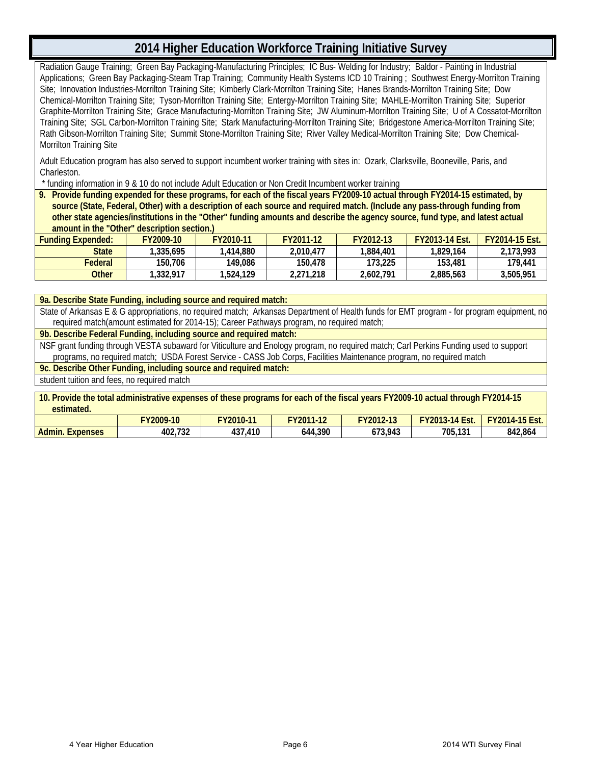# 2014 Higher Education Workforce Training Initiative Survey

Radiation Gauge Training; Green Bay Packaging-Manufacturing Principles; IC Bus- Welding for Industry; Baldor - Painting in Industrial Applications; Green Bay Packaging-Steam Trap Training; Community Health Systems ICD 10 Training ; Southwest Energy-Morrilton Training Site; Innovation Industries-Morrilton Training Site; Kimberly Clark-Morrilton Training Site; Hanes Brands-Morrilton Training Site; Dow Chemical-Morrilton Training Site; Tyson-Morrilton Training Site; Entergy-Morrilton Training Site; MAHLE-Morrilton Training Site; Superior Graphite-Morrilton Training Site; Grace Manufacturing-Morrilton Training Site; JW Aluminum-Morrilton Training Site; U of A Cossatot-Morrilton Training Site; SGL Carbon-Morrilton Training Site; Stark Manufacturing-Morrilton Training Site; Bridgestone America-Morrilton Training Site; Rath Gibson-Morrilton Training Site; Summit Stone-Morrilton Training Site; River Valley Medical-Morrilton Training Site; Dow Chemical-Morrilton Training Site

Adult Education program has also served to support incumbent worker training with sites in: Ozark, Clarksville, Booneville, Paris, and Charleston.

* funding information in 9 & 10 do not include Adult Education or Non Credit Incumbent worker training

**9. Provide funding expended for these programs, for each of the fiscal years FY2009-10 actual through FY2014-15 estimated, by source (State, Federal, Other) with a description of each source and required match. (Include any pass-through funding from other state agencies/institutions in the "Other" funding amounts and describe the agency source, fund type, and latest actual amount in the "Other" description section.)**

| Funding Expended: | FY2009-10 | FY2010-11 | FY2011-12 | FY2012-13 | FY2013-14 Est. | FY2014-15 Est. |
|---|---|---|---|---|---|---|
| State | 1,335,695 | 1,414,880 | 2,010,477 | 1,884,401 | 1,829,164 | 2,173,993 |
| Federal | 150,706 | 149,086 | 150,478 | 173,225 | 153,481 | 179,441 |
| Other | 1,332,917 | 1,524,129 | 2,271,218 | 2,602,791 | 2,885,563 | 3,505,951 |

**9a. Describe State Funding, including source and required match:**

State of Arkansas E & G appropriations, no required match; Arkansas Department of Health funds for EMT program - for program equipment, no required match(amount estimated for 2014-15); Career Pathways program, no required match;

**9b. Describe Federal Funding, including source and required match:**

NSF grant funding through VESTA subaward for Viticulture and Enology program, no required match; Carl Perkins Funding used to support programs, no required match; USDA Forest Service - CASS Job Corps, Facilities Maintenance program, no required match

**9c. Describe Other Funding, including source and required match:**

student tuition and fees, no required match

**10. Provide the total administrative expenses of these programs for each of the fiscal years FY2009-10 actual through FY2014-15 estimated.**

| | FY2009-10 | FY2010-11 | FY2011-12 | FY2012-13 | FY2013-14 Est. | FY2014-15 Est. |
|---|---|---|---|---|---|---|
| Admin. Expenses | 402,732 | 437,410 | 644,390 | 673,943 | 705,131 | 842,864 |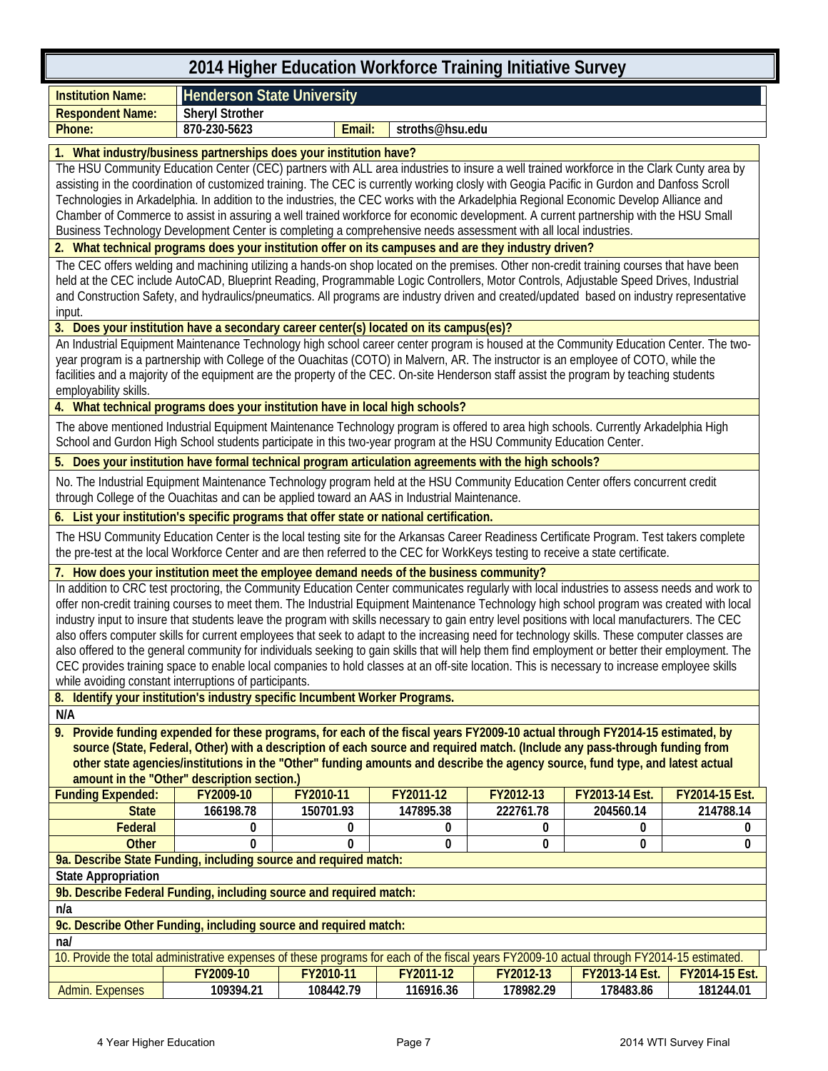# 2014 Higher Education Workforce Training Initiative Survey

| | | | |
|---|---|---|---|
| **Institution Name:** | **Henderson State University** | | |
| **Respondent Name:** | **Sheryl Strother** | | |
| **Phone:** | **870-230-5623** | **Email:** | **stroths@hsu.edu** |

**1. What industry/business partnerships does your institution have?**

The HSU Community Education Center (CEC) partners with ALL area industries to insure a well trained workforce in the Clark Cunty area by assisting in the coordination of customized training. The CEC is currently working closely with Geogia Pacific in Gurdon and Danfoss Scroll Technologies in Arkadelphia. In addition to the industries, the CEC works with the Arkadelphia Regional Economic Develop Alliance and Chamber of Commerce to assist in assuring a well trained workforce for economic development. A current partnership with the HSU Small Business Technology Development Center is completing a comprehensive needs assessment with all local industries.

**2. What technical programs does your institution offer on its campuses and are they industry driven?**

The CEC offers welding and machining utilizing a hands-on shop located on the premises. Other non-credit training courses that have been held at the CEC include AutoCAD, Blueprint Reading, Programmable Logic Controllers, Motor Controls, Adjustable Speed Drives, Industrial and Construction Safety, and hydraulics/pneumatics. All programs are industry driven and created/updated based on industry representative input.

**3. Does your institution have a secondary career center(s) located on its campus(es)?**

An Industrial Equipment Maintenance Technology high school career center program is housed at the Community Education Center. The two-year program is a partnership with College of the Ouachitas (COTO) in Malvern, AR. The instructor is an employee of COTO, while the facilities and a majority of the equipment are the property of the CEC. On-site Henderson staff assist the program by teaching students employability skills.

**4. What technical programs does your institution have in local high schools?**

The above mentioned Industrial Equipment Maintenance Technology program is offered to area high schools. Currently Arkadelphia High School and Gurdon High School students participate in this two-year program at the HSU Community Education Center.

**5. Does your institution have formal technical program articulation agreements with the high schools?**

No. The Industrial Equipment Maintenance Technology program held at the HSU Community Education Center offers concurrent credit through College of the Ouachitas and can be applied toward an AAS in Industrial Maintenance.

**6. List your institution's specific programs that offer state or national certification.**

The HSU Community Education Center is the local testing site for the Arkansas Career Readiness Certificate Program. Test takers complete the pre-test at the local Workforce Center and are then referred to the CEC for WorkKeys testing to receive a state certificate.

**7. How does your institution meet the employee demand needs of the business community?**

In addition to CRC test proctoring, the Community Education Center communicates regularly with local industries to assess needs and work to offer non-credit training courses to meet them. The Industrial Equipment Maintenance Technology high school program was created with local industry input to insure that students leave the program with skills necessary to gain entry level positions with local manufacturers. The CEC also offers computer skills for current employees that seek to adapt to the increasing need for technology skills. These computer classes are also offered to the general community for individuals seeking to gain skills that will help them find employment or better their employment. The CEC provides training space to enable local companies to hold classes at an off-site location. This is necessary to increase employee skills while avoiding constant interruptions of participants.

**8. Identify your institution's industry specific Incumbent Worker Programs.**

N/A

**9. Provide funding expended for these programs, for each of the fiscal years FY2009-10 actual through FY2014-15 estimated, by source (State, Federal, Other) with a description of each source and required match. (Include any pass-through funding from other state agencies/institutions in the "Other" funding amounts and describe the agency source, fund type, and latest actual amount in the "Other" description section.)**

| Funding Expended: | FY2009-10 | FY2010-11 | FY2011-12 | FY2012-13 | FY2013-14 Est. | FY2014-15 Est. |
|---|---|---|---|---|---|---|
| State | 166198.78 | 150701.93 | 147895.38 | 222761.78 | 204560.14 | 214788.14 |
| Federal | 0 | 0 | 0 | 0 | 0 | 0 |
| Other | 0 | 0 | 0 | 0 | 0 | 0 |

**9a. Describe State Funding, including source and required match:**

State Appropriation

**9b. Describe Federal Funding, including source and required match:**

n/a

**9c. Describe Other Funding, including source and required match:**

na/

10. Provide the total administrative expenses of these programs for each of the fiscal years FY2009-10 actual through FY2014-15 estimated.

| | FY2009-10 | FY2010-11 | FY2011-12 | FY2012-13 | FY2013-14 Est. | FY2014-15 Est. |
|---|---|---|---|---|---|---|
| Admin. Expenses | 109394.21 | 108442.79 | 116916.36 | 178982.29 | 178483.86 | 181244.01 |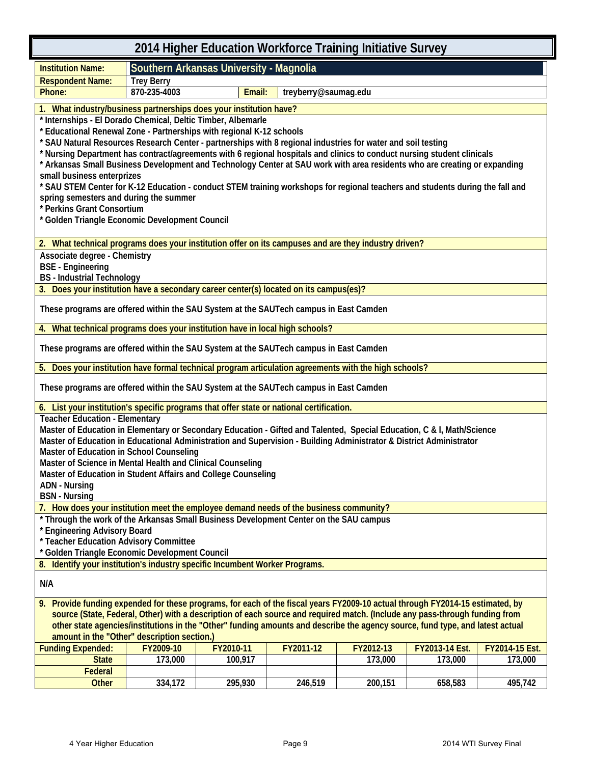# 2014 Higher Education Workforce Training Initiative Survey

| | | | |
|---|---|---|---|
| **Institution Name:** | **Southern Arkansas University - Magnolia** | | |
| **Respondent Name:** | Trey Berry | | |
| **Phone:** | 870-235-4003 | **Email:** | treyberry@saumag.edu |

**1. What industry/business partnerships does your institution have?**

* Internships - El Dorado Chemical, Deltic Timber, Albemarle
* Educational Renewal Zone - Partnerships with regional K-12 schools
* SAU Natural Resources Research Center - partnerships with 8 regional industries for water and soil testing
* Nursing Department has contract/agreements with 6 regional hospitals and clinics to conduct nursing student clinicals
* Arkansas Small Business Development and Technology Center at SAU work with area residents who are creating or expanding small business enterprizes
* SAU STEM Center for K-12 Education - conduct STEM training workshops for regional teachers and students during the fall and spring semesters and during the summer
* Perkins Grant Consortium
* Golden Triangle Economic Development Council

**2. What technical programs does your institution offer on its campuses and are they industry driven?**

Associate degree - Chemistry
BSE - Engineering
BS - Industrial Technology

**3. Does your institution have a secondary career center(s) located on its campus(es)?**

These programs are offered within the SAU System at the SAUTech campus in East Camden

**4. What technical programs does your institution have in local high schools?**

These programs are offered within the SAU System at the SAUTech campus in East Camden

**5. Does your institution have formal technical program articulation agreements with the high schools?**

These programs are offered within the SAU System at the SAUTech campus in East Camden

**6. List your institution's specific programs that offer state or national certification.**

Teacher Education - Elementary
Master of Education in Elementary or Secondary Education - Gifted and Talented, Special Education, C & I, Math/Science
Master of Education in Educational Administration and Supervision - Building Administrator & District Administrator
Master of Education in School Counseling
Master of Science in Mental Health and Clinical Counseling
Master of Education in Student Affairs and College Counseling
ADN - Nursing
BSN - Nursing

**7. How does your institution meet the employee demand needs of the business community?**

* Through the work of the Arkansas Small Business Development Center on the SAU campus
* Engineering Advisory Board
* Teacher Education Advisory Committee
* Golden Triangle Economic Development Council

**8. Identify your institution's industry specific Incumbent Worker Programs.**

N/A

**9. Provide funding expended for these programs, for each of the fiscal years FY2009-10 actual through FY2014-15 estimated, by source (State, Federal, Other) with a description of each source and required match. (Include any pass-through funding from other state agencies/institutions in the "Other" funding amounts and describe the agency source, fund type, and latest actual amount in the "Other" description section.)**

| Funding Expended: | FY2009-10 | FY2010-11 | FY2011-12 | FY2012-13 | FY2013-14 Est. | FY2014-15 Est. |
|---|---|---|---|---|---|---|
| State | 173,000 | 100,917 | | 173,000 | 173,000 | 173,000 |
| Federal | | | | | | |
| Other | 334,172 | 295,930 | 246,519 | 200,151 | 658,583 | 495,742 |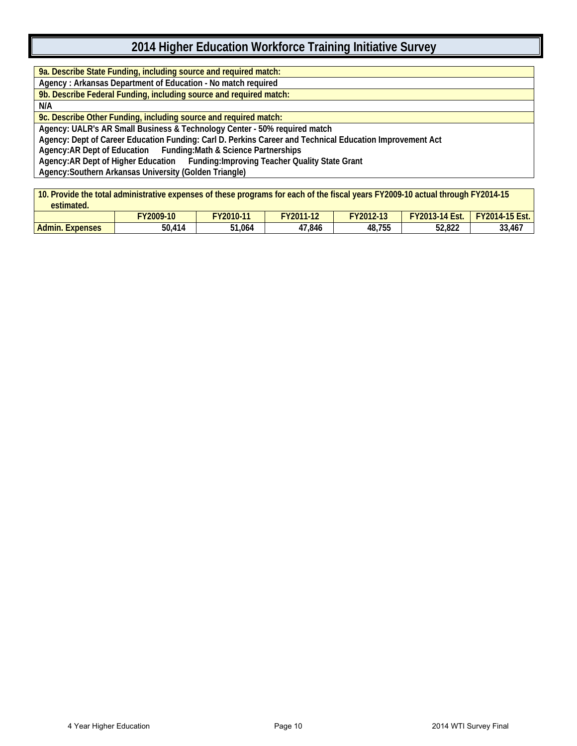# 2014 Higher Education Workforce Training Initiative Survey

**9a. Describe State Funding, including source and required match:**

Agency : Arkansas Department of Education - No match required

**9b. Describe Federal Funding, including source and required match:**

N/A

**9c. Describe Other Funding, including source and required match:**

Agency: UALR's AR Small Business & Technology Center - 50% required match
Agency: Dept of Career Education Funding: Carl D. Perkins Career and Technical Education Improvement Act
Agency:AR Dept of Education Funding:Math & Science Partnerships
Agency:AR Dept of Higher Education Funding:Improving Teacher Quality State Grant
Agency:Southern Arkansas University (Golden Triangle)

**10. Provide the total administrative expenses of these programs for each of the fiscal years FY2009-10 actual through FY2014-15 estimated.**

| | FY2009-10 | FY2010-11 | FY2011-12 | FY2012-13 | FY2013-14 Est. | FY2014-15 Est. |
|---|---|---|---|---|---|---|
| Admin. Expenses | 50,414 | 51,064 | 47,846 | 48,755 | 52,822 | 33,467 |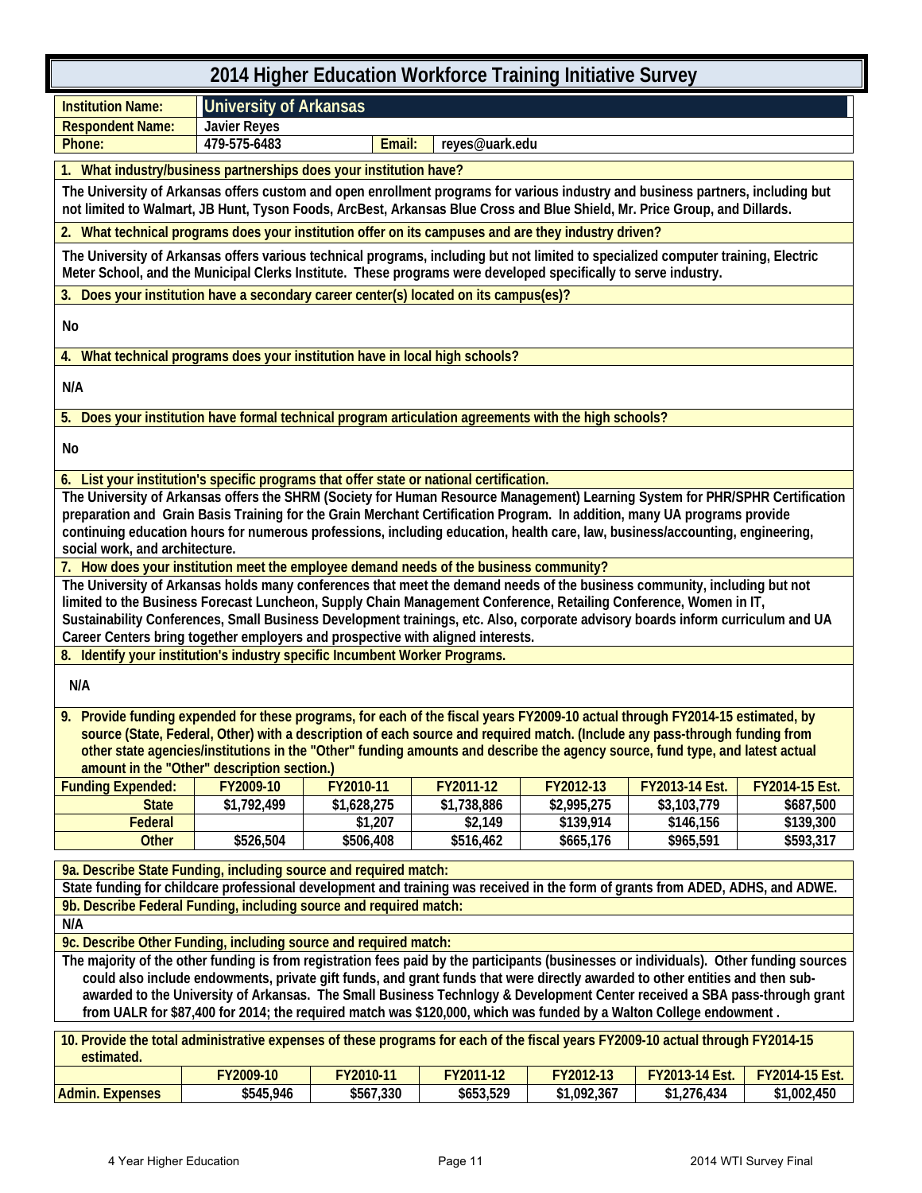# 2014 Higher Education Workforce Training Initiative Survey

| | |
|---|---|
| **Institution Name:** | **University of Arkansas** |
| **Respondent Name:** | Javier Reyes |
| **Phone:** | 479-575-6483 |
| **Email:** | reyes@uark.edu |

**1. What industry/business partnerships does your institution have?**

The University of Arkansas offers custom and open enrollment programs for various industry and business partners, including but not limited to Walmart, JB Hunt, Tyson Foods, ArcBest, Arkansas Blue Cross and Blue Shield, Mr. Price Group, and Dillards.

**2. What technical programs does your institution offer on its campuses and are they industry driven?**

The University of Arkansas offers various technical programs, including but not limited to specialized computer training, Electric Meter School, and the Municipal Clerks Institute. These programs were developed specifically to serve industry.

**3. Does your institution have a secondary career center(s) located on its campus(es)?**

No

**4. What technical programs does your institution have in local high schools?**

N/A

**5. Does your institution have formal technical program articulation agreements with the high schools?**

No

**6. List your institution's specific programs that offer state or national certification.**

The University of Arkansas offers the SHRM (Society for Human Resource Management) Learning System for PHR/SPHR Certification preparation and Grain Basis Training for the Grain Merchant Certification Program. In addition, many UA programs provide continuing education hours for numerous professions, including education, health care, law, business/accounting, engineering, social work, and architecture.

**7. How does your institution meet the employee demand needs of the business community?**

The University of Arkansas holds many conferences that meet the demand needs of the business community, including but not limited to the Business Forecast Luncheon, Supply Chain Management Conference, Retailing Conference, Women in IT, Sustainability Conferences, Small Business Development trainings, etc. Also, corporate advisory boards inform curriculum and UA Career Centers bring together employers and prospective with aligned interests.

**8. Identify your institution's industry specific Incumbent Worker Programs.**

N/A

**9. Provide funding expended for these programs, for each of the fiscal years FY2009-10 actual through FY2014-15 estimated, by source (State, Federal, Other) with a description of each source and required match. (Include any pass-through funding from other state agencies/institutions in the "Other" funding amounts and describe the agency source, fund type, and latest actual amount in the "Other" description section.)**

| Funding Expended: | FY2009-10 | FY2010-11 | FY2011-12 | FY2012-13 | FY2013-14 Est. | FY2014-15 Est. |
|---|---|---|---|---|---|---|
| State | $1,792,499 | $1,628,275 | $1,738,886 | $2,995,275 | $3,103,779 | $687,500 |
| Federal | | $1,207 | $2,149 | $139,914 | $146,156 | $139,300 |
| Other | $526,504 | $506,408 | $516,462 | $665,176 | $965,591 | $593,317 |

**9a. Describe State Funding, including source and required match:**

State funding for childcare professional development and training was received in the form of grants from ADED, ADHS, and ADWE.

**9b. Describe Federal Funding, including source and required match:**

N/A

**9c. Describe Other Funding, including source and required match:**

The majority of the other funding is from registration fees paid by the participants (businesses or individuals). Other funding sources could also include endowments, private gift funds, and grant funds that were directly awarded to other entities and then sub-awarded to the University of Arkansas. The Small Business Technlogy & Development Center received a SBA pass-through grant from UALR for $87,400 for 2014; the required match was $120,000, which was funded by a Walton College endowment .

**10. Provide the total administrative expenses of these programs for each of the fiscal years FY2009-10 actual through FY2014-15 estimated.**

| | FY2009-10 | FY2010-11 | FY2011-12 | FY2012-13 | FY2013-14 Est. | FY2014-15 Est. |
|---|---|---|---|---|---|---|
| Admin. Expenses | $545,946 | $567,330 | $653,529 | $1,092,367 | $1,276,434 | $1,002,450 |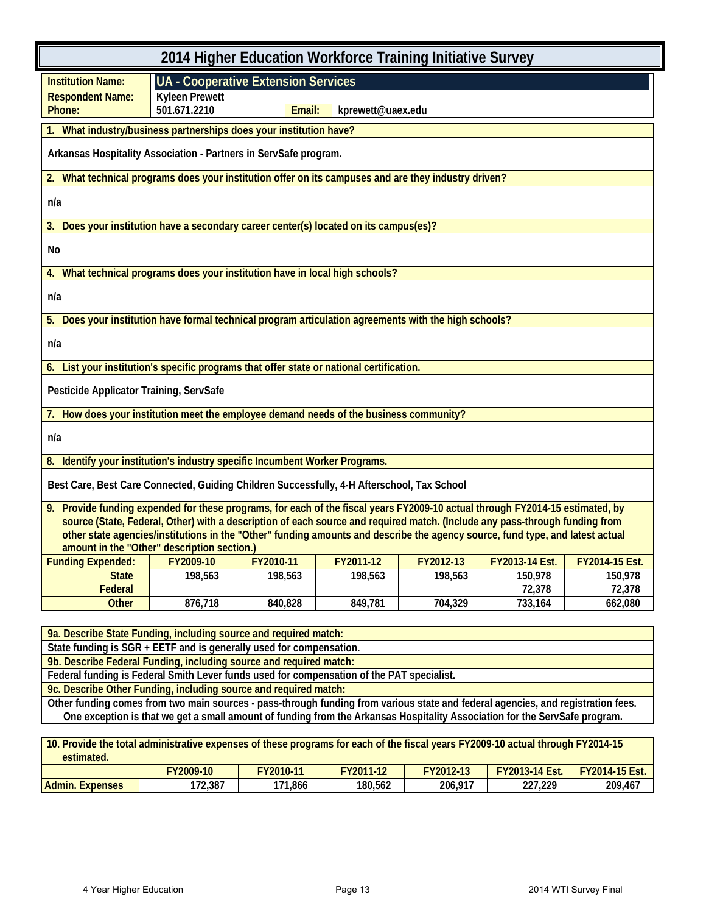# 2014 Higher Education Workforce Training Initiative Survey

| | | | |
|---|---|---|---|
| **Institution Name:** | **UA - Cooperative Extension Services** | | |
| **Respondent Name:** | Kyleen Prewett | | |
| **Phone:** | 501.671.2210 | **Email:** | kprewett@uaex.edu |

**1. What industry/business partnerships does your institution have?**

Arkansas Hospitality Association - Partners in ServSafe program.

**2. What technical programs does your institution offer on its campuses and are they industry driven?**

n/a

**3. Does your institution have a secondary career center(s) located on its campus(es)?**

No

**4. What technical programs does your institution have in local high schools?**

n/a

**5. Does your institution have formal technical program articulation agreements with the high schools?**

n/a

**6. List your institution's specific programs that offer state or national certification.**

Pesticide Applicator Training, ServSafe

**7. How does your institution meet the employee demand needs of the business community?**

n/a

**8. Identify your institution's industry specific Incumbent Worker Programs.**

Best Care, Best Care Connected, Guiding Children Successfully, 4-H Afterschool, Tax School

**9. Provide funding expended for these programs, for each of the fiscal years FY2009-10 actual through FY2014-15 estimated, by source (State, Federal, Other) with a description of each source and required match. (Include any pass-through funding from other state agencies/institutions in the "Other" funding amounts and describe the agency source, fund type, and latest actual amount in the "Other" description section.)**

| Funding Expended: | FY2009-10 | FY2010-11 | FY2011-12 | FY2012-13 | FY2013-14 Est. | FY2014-15 Est. |
|---|---|---|---|---|---|---|
| State | 198,563 | 198,563 | 198,563 | 198,563 | 150,978 | 150,978 |
| Federal | | | | | 72,378 | 72,378 |
| Other | 876,718 | 840,828 | 849,781 | 704,329 | 733,164 | 662,080 |

**9a. Describe State Funding, including source and required match:**

State funding is SGR + EETF and is generally used for compensation.

**9b. Describe Federal Funding, including source and required match:**

Federal funding is Federal Smith Lever funds used for compensation of the PAT specialist.

**9c. Describe Other Funding, including source and required match:**

Other funding comes from two main sources - pass-through funding from various state and federal agencies, and registration fees. One exception is that we get a small amount of funding from the Arkansas Hospitality Association for the ServSafe program.

**10. Provide the total administrative expenses of these programs for each of the fiscal years FY2009-10 actual through FY2014-15 estimated.**

| | FY2009-10 | FY2010-11 | FY2011-12 | FY2012-13 | FY2013-14 Est. | FY2014-15 Est. |
|---|---|---|---|---|---|---|
| Admin. Expenses | 172,387 | 171,866 | 180,562 | 206,917 | 227,229 | 209,467 |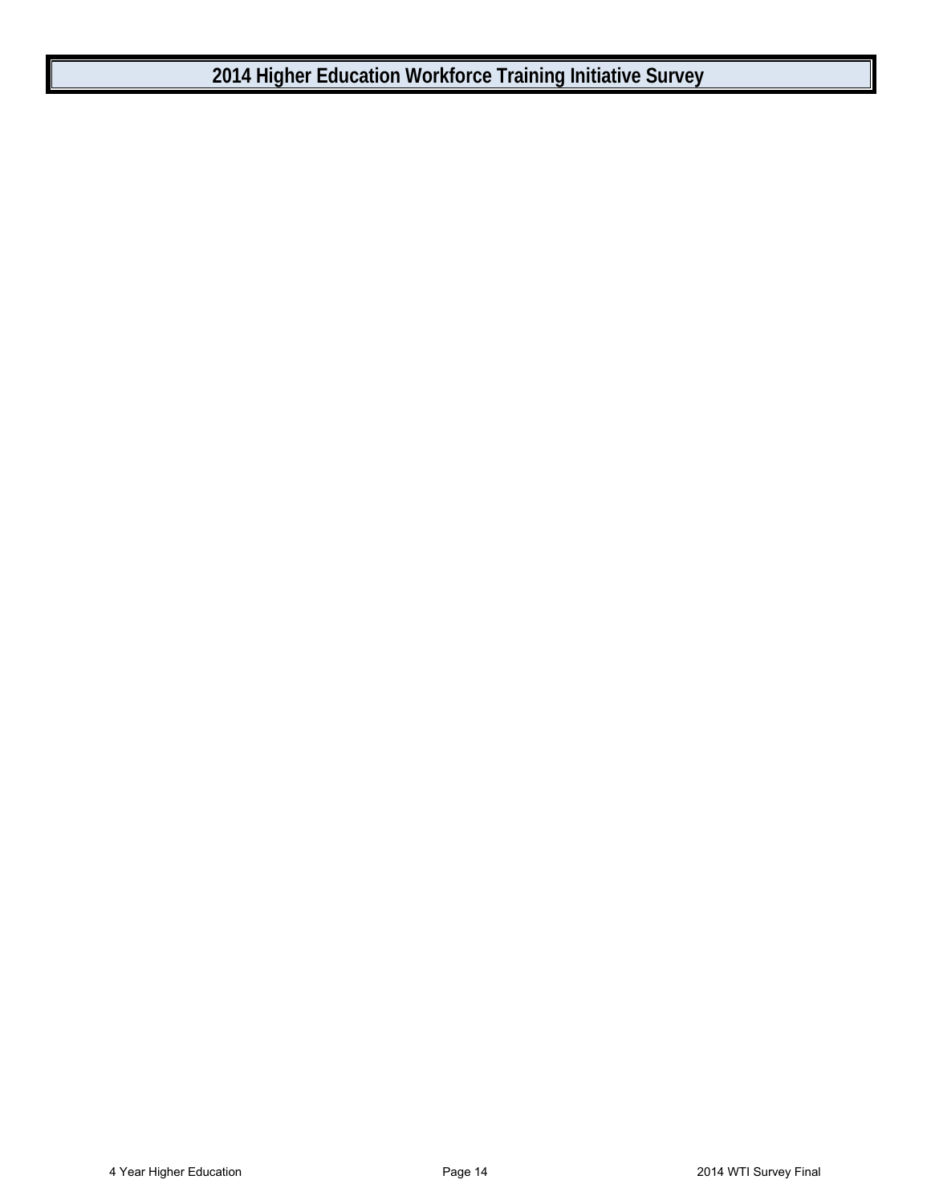# 2014 Higher Education Workforce Training Initiative Survey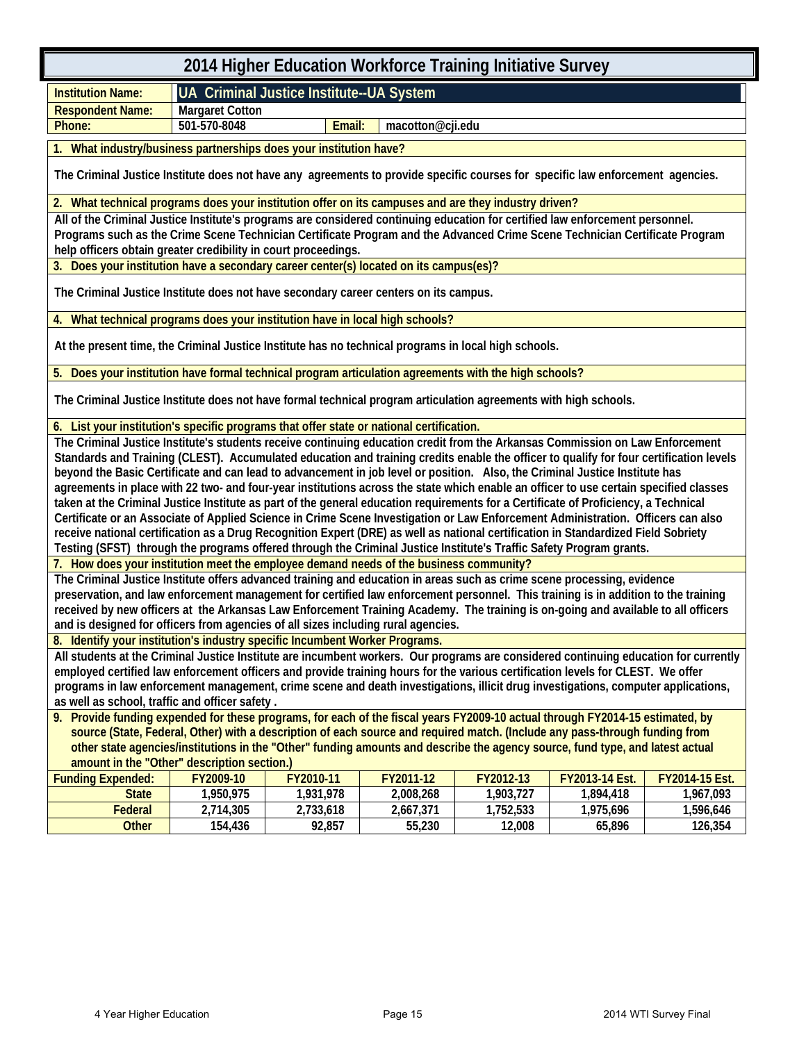# 2014 Higher Education Workforce Training Initiative Survey

| | |
|---|---|
| **Institution Name:** | **UA Criminal Justice Institute--UA System** |
| **Respondent Name:** | Margaret Cotton |
| **Phone:** | 501-570-8048 **Email:** macotton@cji.edu |

**1. What industry/business partnerships does your institution have?**

The Criminal Justice Institute does not have any agreements to provide specific courses for specific law enforcement agencies.

**2. What technical programs does your institution offer on its campuses and are they industry driven?**

All of the Criminal Justice Institute's programs are considered continuing education for certified law enforcement personnel. Programs such as the Crime Scene Technician Certificate Program and the Advanced Crime Scene Technician Certificate Program help officers obtain greater credibility in court proceedings.

**3. Does your institution have a secondary career center(s) located on its campus(es)?**

The Criminal Justice Institute does not have secondary career centers on its campus.

**4. What technical programs does your institution have in local high schools?**

At the present time, the Criminal Justice Institute has no technical programs in local high schools.

**5. Does your institution have formal technical program articulation agreements with the high schools?**

The Criminal Justice Institute does not have formal technical program articulation agreements with high schools.

**6. List your institution's specific programs that offer state or national certification.**

The Criminal Justice Institute's students receive continuing education credit from the Arkansas Commission on Law Enforcement Standards and Training (CLEST). Accumulated education and training credits enable the officer to qualify for four certification levels beyond the Basic Certificate and can lead to advancement in job level or position. Also, the Criminal Justice Institute has agreements in place with 22 two- and four-year institutions across the state which enable an officer to use certain specified classes taken at the Criminal Justice Institute as part of the general education requirements for a Certificate of Proficiency, a Technical Certificate or an Associate of Applied Science in Crime Scene Investigation or Law Enforcement Administration. Officers can also receive national certification as a Drug Recognition Expert (DRE) as well as national certification in Standardized Field Sobriety Testing (SFST) through the programs offered through the Criminal Justice Institute's Traffic Safety Program grants.

**7. How does your institution meet the employee demand needs of the business community?**

The Criminal Justice Institute offers advanced training and education in areas such as crime scene processing, evidence preservation, and law enforcement management for certified law enforcement personnel. This training is in addition to the training received by new officers at the Arkansas Law Enforcement Training Academy. The training is on-going and available to all officers and is designed for officers from agencies of all sizes including rural agencies.

**8. Identify your institution's industry specific Incumbent Worker Programs.**

All students at the Criminal Justice Institute are incumbent workers. Our programs are considered continuing education for currently employed certified law enforcement officers and provide training hours for the various certification levels for CLEST. We offer programs in law enforcement management, crime scene and death investigations, illicit drug investigations, computer applications, as well as school, traffic and officer safety .

**9. Provide funding expended for these programs, for each of the fiscal years FY2009-10 actual through FY2014-15 estimated, by source (State, Federal, Other) with a description of each source and required match. (Include any pass-through funding from other state agencies/institutions in the "Other" funding amounts and describe the agency source, fund type, and latest actual amount in the "Other" description section.)**

| Funding Expended: | FY2009-10 | FY2010-11 | FY2011-12 | FY2012-13 | FY2013-14 Est. | FY2014-15 Est. |
|---|---|---|---|---|---|---|
| State | 1,950,975 | 1,931,978 | 2,008,268 | 1,903,727 | 1,894,418 | 1,967,093 |
| Federal | 2,714,305 | 2,733,618 | 2,667,371 | 1,752,533 | 1,975,696 | 1,596,646 |
| Other | 154,436 | 92,857 | 55,230 | 12,008 | 65,896 | 126,354 |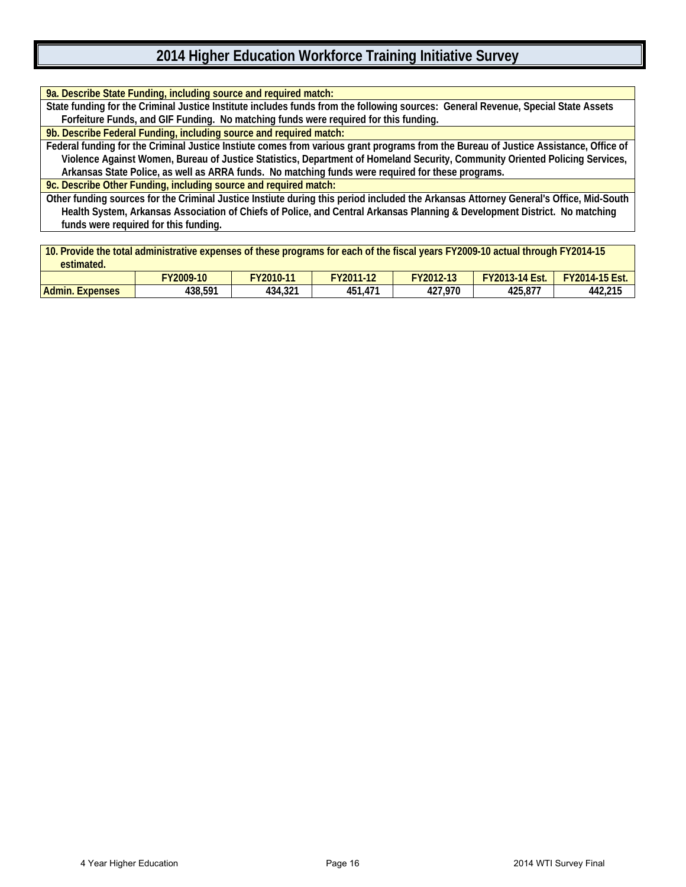# 2014 Higher Education Workforce Training Initiative Survey

**9a. Describe State Funding, including source and required match:**

State funding for the Criminal Justice Institute includes funds from the following sources: General Revenue, Special State Assets Forfeiture Funds, and GIF Funding. No matching funds were required for this funding.

**9b. Describe Federal Funding, including source and required match:**

Federal funding for the Criminal Justice Instiute comes from various grant programs from the Bureau of Justice Assistance, Office of Violence Against Women, Bureau of Justice Statistics, Department of Homeland Security, Community Oriented Policing Services, Arkansas State Police, as well as ARRA funds. No matching funds were required for these programs.

**9c. Describe Other Funding, including source and required match:**

Other funding sources for the Criminal Justice Instiute during this period included the Arkansas Attorney General's Office, Mid-South Health System, Arkansas Association of Chiefs of Police, and Central Arkansas Planning & Development District. No matching funds were required for this funding.

**10. Provide the total administrative expenses of these programs for each of the fiscal years FY2009-10 actual through FY2014-15 estimated.**

| | FY2009-10 | FY2010-11 | FY2011-12 | FY2012-13 | FY2013-14 Est. | FY2014-15 Est. |
|---|---|---|---|---|---|---|
| Admin. Expenses | 438,591 | 434,321 | 451,471 | 427,970 | 425,877 | 442,215 |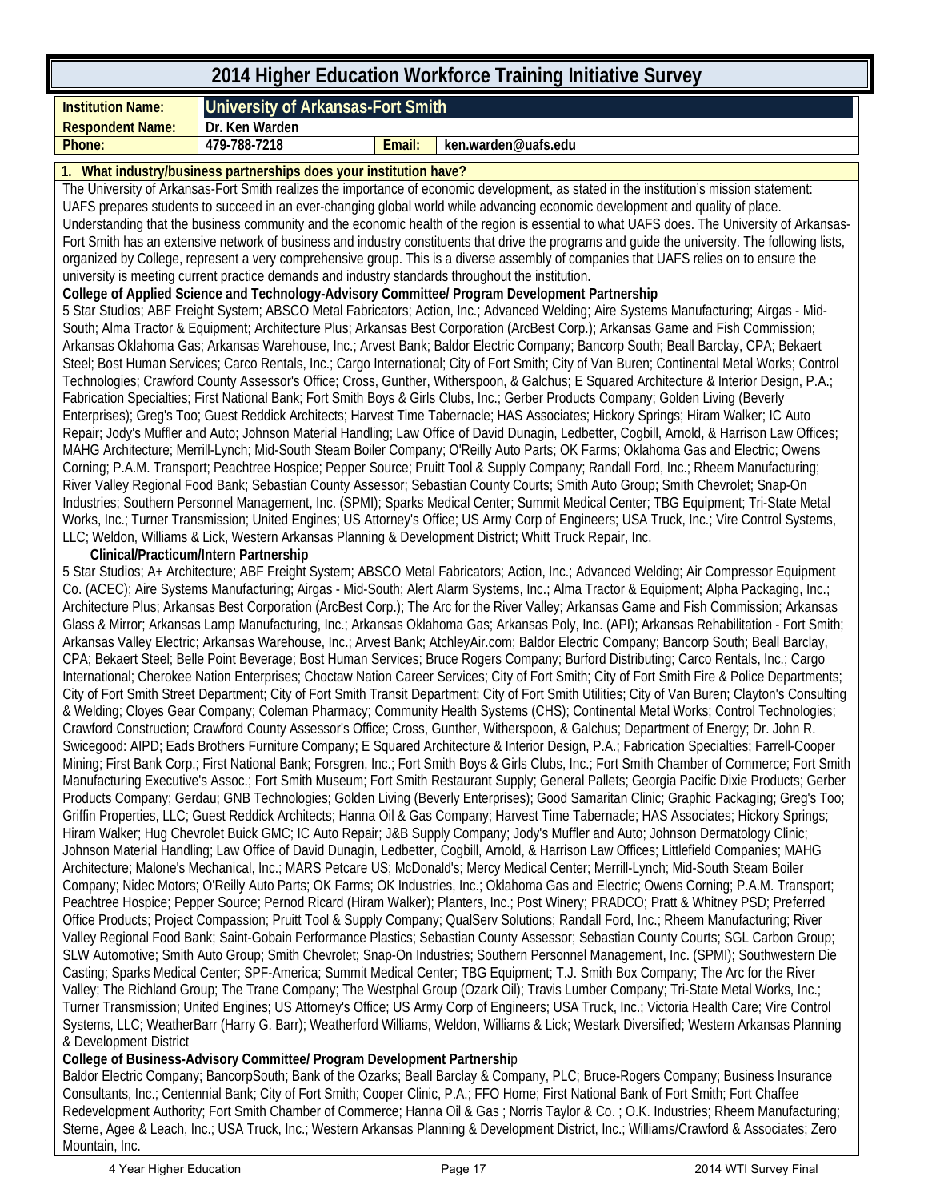# 2014 Higher Education Workforce Training Initiative Survey

| Institution Name: | University of Arkansas-Fort Smith | | |
|---|---|---|---|
| Respondent Name: | Dr. Ken Warden | | |
| Phone: | 479-788-7218 | Email: | ken.warden@uafs.edu |

**1. What industry/business partnerships does your institution have?**

The University of Arkansas-Fort Smith realizes the importance of economic development, as stated in the institution's mission statement: UAFS prepares students to succeed in an ever-changing global world while advancing economic development and quality of place. Understanding that the business community and the economic health of the region is essential to what UAFS does. The University of Arkansas-Fort Smith has an extensive network of business and industry constituents that drive the programs and guide the university. The following lists, organized by College, represent a very comprehensive group. This is a diverse assembly of companies that UAFS relies on to ensure the university is meeting current practice demands and industry standards throughout the institution.

**College of Applied Science and Technology-Advisory Committee/ Program Development Partnership**

5 Star Studios; ABF Freight System; ABSCO Metal Fabricators; Action, Inc.; Advanced Welding; Aire Systems Manufacturing; Airgas - Mid-South; Alma Tractor & Equipment; Architecture Plus; Arkansas Best Corporation (ArcBest Corp.); Arkansas Game and Fish Commission; Arkansas Oklahoma Gas; Arkansas Warehouse, Inc.; Arvest Bank; Baldor Electric Company; Bancorp South; Beall Barclay, CPA; Bekaert Steel; Bost Human Services; Carco Rentals, Inc.; Cargo International; City of Fort Smith; City of Van Buren; Continental Metal Works; Control Technologies; Crawford County Assessor's Office; Cross, Gunther, Witherspoon, & Galchus; E Squared Architecture & Interior Design, P.A.; Fabrication Specialties; First National Bank; Fort Smith Boys & Girls Clubs, Inc.; Gerber Products Company; Golden Living (Beverly Enterprises); Greg's Too; Guest Reddick Architects; Harvest Time Tabernacle; HAS Associates; Hickory Springs; Hiram Walker; IC Auto Repair; Jody's Muffler and Auto; Johnson Material Handling; Law Office of David Dunagin, Ledbetter, Cogbill, Arnold, & Harrison Law Offices; MAHG Architecture; Merrill-Lynch; Mid-South Steam Boiler Company; O'Reilly Auto Parts; OK Farms; Oklahoma Gas and Electric; Owens Corning; P.A.M. Transport; Peachtree Hospice; Pepper Source; Pruitt Tool & Supply Company; Randall Ford, Inc.; Rheem Manufacturing; River Valley Regional Food Bank; Sebastian County Assessor; Sebastian County Courts; Smith Auto Group; Smith Chevrolet; Snap-On Industries; Southern Personnel Management, Inc. (SPMI); Sparks Medical Center; Summit Medical Center; TBG Equipment; Tri-State Metal Works, Inc.; Turner Transmission; United Engines; US Attorney's Office; US Army Corp of Engineers; USA Truck, Inc.; Vire Control Systems, LLC; Weldon, Williams & Lick, Western Arkansas Planning & Development District; Whitt Truck Repair, Inc.

**Clinical/Practicum/Intern Partnership**

5 Star Studios; A+ Architecture; ABF Freight System; ABSCO Metal Fabricators; Action, Inc.; Advanced Welding; Air Compressor Equipment Co. (ACEC); Aire Systems Manufacturing; Airgas - Mid-South; Alert Alarm Systems, Inc.; Alma Tractor & Equipment; Alpha Packaging, Inc.; Architecture Plus; Arkansas Best Corporation (ArcBest Corp.); The Arc for the River Valley; Arkansas Game and Fish Commission; Arkansas Glass & Mirror; Arkansas Lamp Manufacturing, Inc.; Arkansas Oklahoma Gas; Arkansas Poly, Inc. (API); Arkansas Rehabilitation - Fort Smith; Arkansas Valley Electric; Arkansas Warehouse, Inc.; Arvest Bank; AtchleyAir.com; Baldor Electric Company; Bancorp South; Beall Barclay, CPA; Bekaert Steel; Belle Point Beverage; Bost Human Services; Bruce Rogers Company; Burford Distributing; Carco Rentals, Inc.; Cargo International; Cherokee Nation Enterprises; Choctaw Nation Career Services; City of Fort Smith; City of Fort Smith Fire & Police Departments; City of Fort Smith Street Department; City of Fort Smith Transit Department; City of Fort Smith Utilities; City of Van Buren; Clayton's Consulting & Welding; Cloyes Gear Company; Coleman Pharmacy; Community Health Systems (CHS); Continental Metal Works; Control Technologies; Crawford Construction; Crawford County Assessor's Office; Cross, Gunther, Witherspoon, & Galchus; Department of Energy; Dr. John R. Swicegood: AIPD; Eads Brothers Furniture Company; E Squared Architecture & Interior Design, P.A.; Fabrication Specialties; Farrell-Cooper Mining; First Bank Corp.; First National Bank; Forsgren, Inc.; Fort Smith Boys & Girls Clubs, Inc.; Fort Smith Chamber of Commerce; Fort Smith Manufacturing Executive's Assoc.; Fort Smith Museum; Fort Smith Restaurant Supply; General Pallets; Georgia Pacific Dixie Products; Gerber Products Company; Gerdau; GNB Technologies; Golden Living (Beverly Enterprises); Good Samaritan Clinic; Graphic Packaging; Greg's Too; Griffin Properties, LLC; Guest Reddick Architects; Hanna Oil & Gas Company; Harvest Time Tabernacle; HAS Associates; Hickory Springs; Hiram Walker; Hug Chevrolet Buick GMC; IC Auto Repair; J&B Supply Company; Jody's Muffler and Auto; Johnson Dermatology Clinic; Johnson Material Handling; Law Office of David Dunagin, Ledbetter, Cogbill, Arnold, & Harrison Law Offices; Littlefield Companies; MAHG Architecture; Malone's Mechanical, Inc.; MARS Petcare US; McDonald's; Mercy Medical Center; Merrill-Lynch; Mid-South Steam Boiler Company; Nidec Motors; O'Reilly Auto Parts; OK Farms; OK Industries, Inc.; Oklahoma Gas and Electric; Owens Corning; P.A.M. Transport; Peachtree Hospice; Pepper Source; Pernod Ricard (Hiram Walker); Planters, Inc.; Post Winery; PRADCO; Pratt & Whitney PSD; Preferred Office Products; Project Compassion; Pruitt Tool & Supply Company; QualServ Solutions; Randall Ford, Inc.; Rheem Manufacturing; River Valley Regional Food Bank; Saint-Gobain Performance Plastics; Sebastian County Assessor; Sebastian County Courts; SGL Carbon Group; SLW Automotive; Smith Auto Group; Smith Chevrolet; Snap-On Industries; Southern Personnel Management, Inc. (SPMI); Southwestern Die Casting; Sparks Medical Center; SPF-America; Summit Medical Center; TBG Equipment; T.J. Smith Box Company; The Arc for the River Valley; The Richland Group; The Trane Company; The Westphal Group (Ozark Oil); Travis Lumber Company; Tri-State Metal Works, Inc.; Turner Transmission; United Engines; US Attorney's Office; US Army Corp of Engineers; USA Truck, Inc.; Victoria Health Care; Vire Control Systems, LLC; WeatherBarr (Harry G. Barr); Weatherford Williams, Weldon, Williams & Lick; Westark Diversified; Western Arkansas Planning & Development District

**College of Business-Advisory Committee/ Program Development Partnership**

Baldor Electric Company; BancorpSouth; Bank of the Ozarks; Beall Barclay & Company, PLC; Bruce-Rogers Company; Business Insurance Consultants, Inc.; Centennial Bank; City of Fort Smith; Cooper Clinic, P.A.; FFO Home; First National Bank of Fort Smith; Fort Chaffee Redevelopment Authority; Fort Smith Chamber of Commerce; Hanna Oil & Gas ; Norris Taylor & Co. ; O.K. Industries; Rheem Manufacturing; Sterne, Agee & Leach, Inc.; USA Truck, Inc.; Western Arkansas Planning & Development District, Inc.; Williams/Crawford & Associates; Zero Mountain, Inc.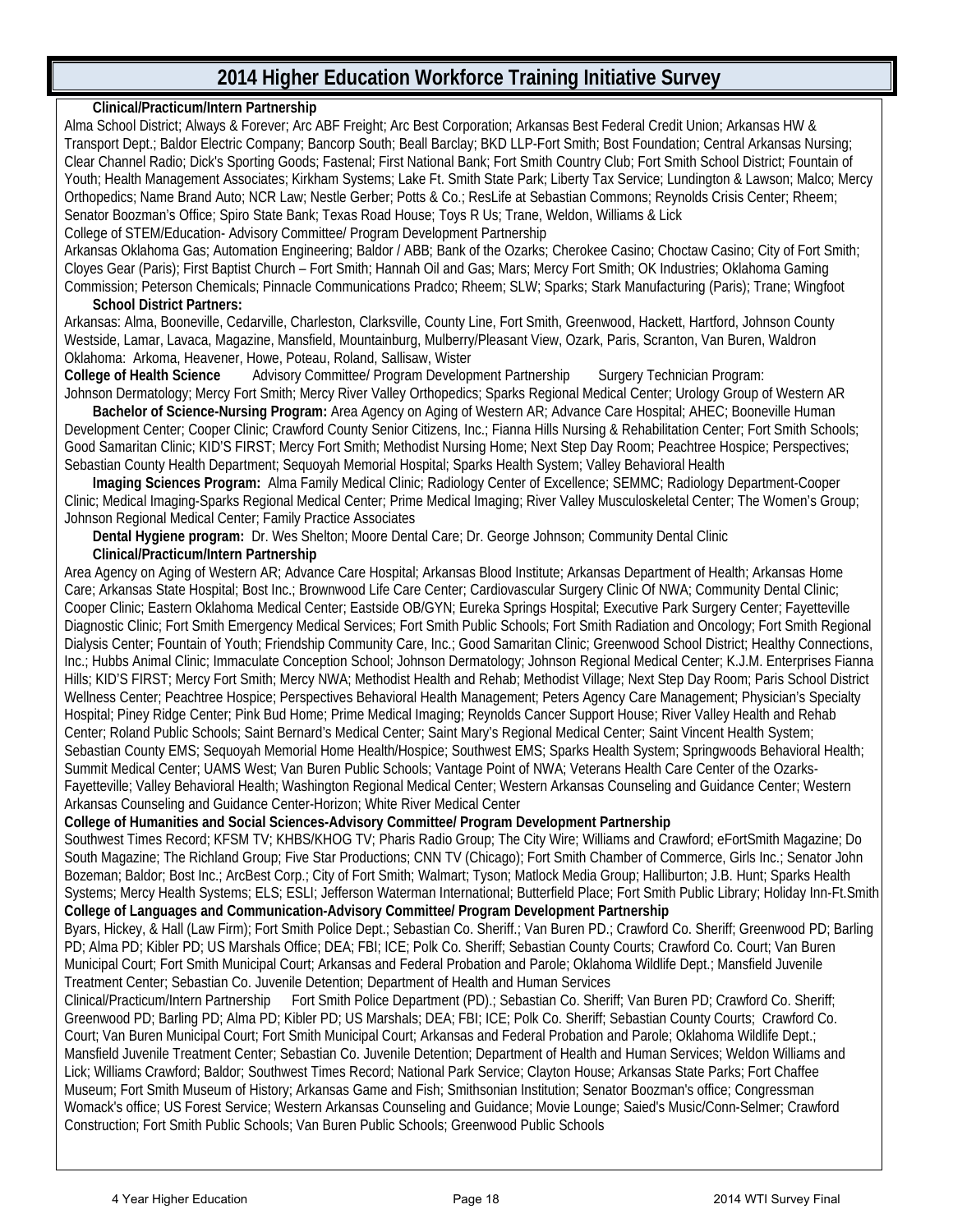# 2014 Higher Education Workforce Training Initiative Survey

**Clinical/Practicum/Intern Partnership**

Alma School District; Always & Forever; Arc ABF Freight; Arc Best Corporation; Arkansas Best Federal Credit Union; Arkansas HW & Transport Dept.; Baldor Electric Company; Bancorp South; Beall Barclay; BKD LLP-Fort Smith; Bost Foundation; Central Arkansas Nursing; Clear Channel Radio; Dick's Sporting Goods; Fastenal; First National Bank; Fort Smith Country Club; Fort Smith School District; Fountain of Youth; Health Management Associates; Kirkham Systems; Lake Ft. Smith State Park; Liberty Tax Service; Lundington & Lawson; Malco; Mercy Orthopedics; Name Brand Auto; NCR Law; Nestle Gerber; Potts & Co.; ResLife at Sebastian Commons; Reynolds Crisis Center; Rheem; Senator Boozman's Office; Spiro State Bank; Texas Road House; Toys R Us; Trane, Weldon, Williams & Lick

College of STEM/Education- Advisory Committee/ Program Development Partnership

Arkansas Oklahoma Gas; Automation Engineering; Baldor / ABB; Bank of the Ozarks; Cherokee Casino; Choctaw Casino; City of Fort Smith; Cloyes Gear (Paris); First Baptist Church – Fort Smith; Hannah Oil and Gas; Mars; Mercy Fort Smith; OK Industries; Oklahoma Gaming Commission; Peterson Chemicals; Pinnacle Communications Pradco; Rheem; SLW; Sparks; Stark Manufacturing (Paris); Trane; Wingfoot

**School District Partners:**

Arkansas: Alma, Booneville, Cedarville, Charleston, Clarksville, County Line, Fort Smith, Greenwood, Hackett, Hartford, Johnson County Westside, Lamar, Lavaca, Magazine, Mansfield, Mountainburg, Mulberry/Pleasant View, Ozark, Paris, Scranton, Van Buren, Waldron

Oklahoma: Arkoma, Heavener, Howe, Poteau, Roland, Sallisaw, Wister

**College of Health Science** Advisory Committee/ Program Development Partnership Surgery Technician Program:

Johnson Dermatology; Mercy Fort Smith; Mercy River Valley Orthopedics; Sparks Regional Medical Center; Urology Group of Western AR

**Bachelor of Science-Nursing Program:** Area Agency on Aging of Western AR; Advance Care Hospital; AHEC; Booneville Human Development Center; Cooper Clinic; Crawford County Senior Citizens, Inc.; Fianna Hills Nursing & Rehabilitation Center; Fort Smith Schools; Good Samaritan Clinic; KID'S FIRST; Mercy Fort Smith; Methodist Nursing Home; Next Step Day Room; Peachtree Hospice; Perspectives; Sebastian County Health Department; Sequoyah Memorial Hospital; Sparks Health System; Valley Behavioral Health

**Imaging Sciences Program:** Alma Family Medical Clinic; Radiology Center of Excellence; SEMMC; Radiology Department-Cooper Clinic; Medical Imaging-Sparks Regional Medical Center; Prime Medical Imaging; River Valley Musculoskeletal Center; The Women's Group; Johnson Regional Medical Center; Family Practice Associates

**Dental Hygiene program:** Dr. Wes Shelton; Moore Dental Care; Dr. George Johnson; Community Dental Clinic

**Clinical/Practicum/Intern Partnership**

Area Agency on Aging of Western AR; Advance Care Hospital; Arkansas Blood Institute; Arkansas Department of Health; Arkansas Home Care; Arkansas State Hospital; Bost Inc.; Brownwood Life Care Center; Cardiovascular Surgery Clinic Of NWA; Community Dental Clinic; Cooper Clinic; Eastern Oklahoma Medical Center; Eastside OB/GYN; Eureka Springs Hospital; Executive Park Surgery Center; Fayetteville Diagnostic Clinic; Fort Smith Emergency Medical Services; Fort Smith Public Schools; Fort Smith Radiation and Oncology; Fort Smith Regional Dialysis Center; Fountain of Youth; Friendship Community Care, Inc.; Good Samaritan Clinic; Greenwood School District; Healthy Connections, Inc.; Hubbs Animal Clinic; Immaculate Conception School; Johnson Dermatology; Johnson Regional Medical Center; K.J.M. Enterprises Fianna Hills; KID'S FIRST; Mercy Fort Smith; Mercy NWA; Methodist Health and Rehab; Methodist Village; Next Step Day Room; Paris School District Wellness Center; Peachtree Hospice; Perspectives Behavioral Health Management; Peters Agency Care Management; Physician's Specialty Hospital; Piney Ridge Center; Pink Bud Home; Prime Medical Imaging; Reynolds Cancer Support House; River Valley Health and Rehab Center; Roland Public Schools; Saint Bernard's Medical Center; Saint Mary's Regional Medical Center; Saint Vincent Health System; Sebastian County EMS; Sequoyah Memorial Home Health/Hospice; Southwest EMS; Sparks Health System; Springwoods Behavioral Health; Summit Medical Center; UAMS West; Van Buren Public Schools; Vantage Point of NWA; Veterans Health Care Center of the Ozarks-Fayetteville; Valley Behavioral Health; Washington Regional Medical Center; Western Arkansas Counseling and Guidance Center; Western Arkansas Counseling and Guidance Center-Horizon; White River Medical Center

**College of Humanities and Social Sciences-Advisory Committee/ Program Development Partnership**

Southwest Times Record; KFSM TV; KHBS/KHOG TV; Pharis Radio Group; The City Wire; Williams and Crawford; eFortSmith Magazine; Do South Magazine; The Richland Group; Five Star Productions; CNN TV (Chicago); Fort Smith Chamber of Commerce, Girls Inc.; Senator John Bozeman; Baldor; Bost Inc.; ArcBest Corp.; City of Fort Smith; Walmart; Tyson; Matlock Media Group; Halliburton; J.B. Hunt; Sparks Health Systems; Mercy Health Systems; ELS; ESLI; Jefferson Waterman International; Butterfield Place; Fort Smith Public Library; Holiday Inn-Ft.Smith

**College of Languages and Communication-Advisory Committee/ Program Development Partnership**

Byars, Hickey, & Hall (Law Firm); Fort Smith Police Dept.; Sebastian Co. Sheriff.; Van Buren PD.; Crawford Co. Sheriff; Greenwood PD; Barling PD; Alma PD; Kibler PD; US Marshals Office; DEA; FBI; ICE; Polk Co. Sheriff; Sebastian County Courts; Crawford Co. Court; Van Buren Municipal Court; Fort Smith Municipal Court; Arkansas and Federal Probation and Parole; Oklahoma Wildlife Dept.; Mansfield Juvenile Treatment Center; Sebastian Co. Juvenile Detention; Department of Health and Human Services

Clinical/Practicum/Intern Partnership Fort Smith Police Department (PD).; Sebastian Co. Sheriff; Van Buren PD; Crawford Co. Sheriff; Greenwood PD; Barling PD; Alma PD; Kibler PD; US Marshals; DEA; FBI; ICE; Polk Co. Sheriff; Sebastian County Courts; Crawford Co. Court; Van Buren Municipal Court; Fort Smith Municipal Court; Arkansas and Federal Probation and Parole; Oklahoma Wildlife Dept.; Mansfield Juvenile Treatment Center; Sebastian Co. Juvenile Detention; Department of Health and Human Services; Weldon Williams and Lick; Williams Crawford; Baldor; Southwest Times Record; National Park Service; Clayton House; Arkansas State Parks; Fort Chaffee Museum; Fort Smith Museum of History; Arkansas Game and Fish; Smithsonian Institution; Senator Boozman's office; Congressman Womack's office; US Forest Service; Western Arkansas Counseling and Guidance; Movie Lounge; Saied's Music/Conn-Selmer; Crawford Construction; Fort Smith Public Schools; Van Buren Public Schools; Greenwood Public Schools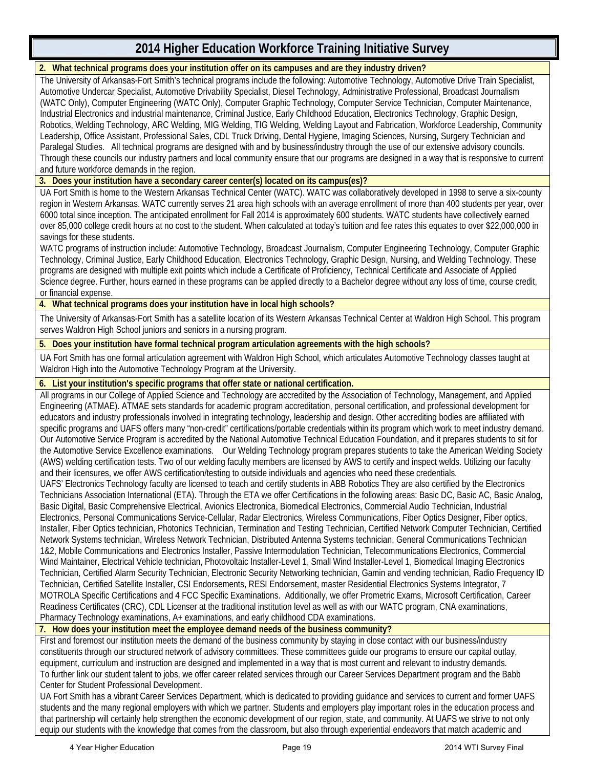# 2014 Higher Education Workforce Training Initiative Survey

**2. What technical programs does your institution offer on its campuses and are they industry driven?**

The University of Arkansas-Fort Smith's technical programs include the following: Automotive Technology, Automotive Drive Train Specialist, Automotive Undercar Specialist, Automotive Drivability Specialist, Diesel Technology, Administrative Professional, Broadcast Journalism (WATC Only), Computer Engineering (WATC Only), Computer Graphic Technology, Computer Service Technician, Computer Maintenance, Industrial Electronics and industrial maintenance, Criminal Justice, Early Childhood Education, Electronics Technology, Graphic Design, Robotics, Welding Technology, ARC Welding, MIG Welding, TIG Welding, Welding Layout and Fabrication, Workforce Leadership, Community Leadership, Office Assistant, Professional Sales, CDL Truck Driving, Dental Hygiene, Imaging Sciences, Nursing, Surgery Technician and Paralegal Studies. All technical programs are designed with and by business/industry through the use of our extensive advisory councils. Through these councils our industry partners and local community ensure that our programs are designed in a way that is responsive to current and future workforce demands in the region.

**3. Does your institution have a secondary career center(s) located on its campus(es)?**

UA Fort Smith is home to the Western Arkansas Technical Center (WATC). WATC was collaboratively developed in 1998 to serve a six-county region in Western Arkansas. WATC currently serves 21 area high schools with an average enrollment of more than 400 students per year, over 6000 total since inception. The anticipated enrollment for Fall 2014 is approximately 600 students. WATC students have collectively earned over 85,000 college credit hours at no cost to the student. When calculated at today's tuition and fee rates this equates to over $22,000,000 in savings for these students.

WATC programs of instruction include: Automotive Technology, Broadcast Journalism, Computer Engineering Technology, Computer Graphic Technology, Criminal Justice, Early Childhood Education, Electronics Technology, Graphic Design, Nursing, and Welding Technology. These programs are designed with multiple exit points which include a Certificate of Proficiency, Technical Certificate and Associate of Applied Science degree. Further, hours earned in these programs can be applied directly to a Bachelor degree without any loss of time, course credit, or financial expense.

**4. What technical programs does your institution have in local high schools?**

The University of Arkansas-Fort Smith has a satellite location of its Western Arkansas Technical Center at Waldron High School. This program serves Waldron High School juniors and seniors in a nursing program.

**5. Does your institution have formal technical program articulation agreements with the high schools?**

UA Fort Smith has one formal articulation agreement with Waldron High School, which articulates Automotive Technology classes taught at Waldron High into the Automotive Technology Program at the University.

**6. List your institution's specific programs that offer state or national certification.**

All programs in our College of Applied Science and Technology are accredited by the Association of Technology, Management, and Applied Engineering (ATMAE). ATMAE sets standards for academic program accreditation, personal certification, and professional development for educators and industry professionals involved in integrating technology, leadership and design. Other accrediting bodies are affiliated with specific programs and UAFS offers many "non-credit" certifications/portable credentials within its program which work to meet industry demand. Our Automotive Service Program is accredited by the National Automotive Technical Education Foundation, and it prepares students to sit for the Automotive Service Excellence examinations. Our Welding Technology program prepares students to take the American Welding Society (AWS) welding certification tests. Two of our welding faculty members are licensed by AWS to certify and inspect welds. Utilizing our faculty and their licensures, we offer AWS certification/testing to outside individuals and agencies who need these credentials.

UAFS' Electronics Technology faculty are licensed to teach and certify students in ABB Robotics They are also certified by the Electronics Technicians Association International (ETA). Through the ETA we offer Certifications in the following areas: Basic DC, Basic AC, Basic Analog, Basic Digital, Basic Comprehensive Electrical, Avionics Electronica, Biomedical Electronics, Commercial Audio Technician, Industrial Electronics, Personal Communications Service-Cellular, Radar Electronics, Wireless Communications, Fiber Optics Designer, Fiber optics, Installer, Fiber Optics technician, Photonics Technician, Termination and Testing Technician, Certified Network Computer Technician, Certified Network Systems technician, Wireless Network Technician, Distributed Antenna Systems technician, General Communications Technician 1&2, Mobile Communications and Electronics Installer, Passive Intermodulation Technician, Telecommunications Electronics, Commercial Wind Maintainer, Electrical Vehicle technician, Photovoltaic Installer-Level 1, Small Wind Installer-Level 1, Biomedical Imaging Electronics Technician, Certified Alarm Security Technician, Electronic Security Networking technician, Gamin and vending technician, Radio Frequency ID Technician, Certified Satellite Installer, CSI Endorsements, RESI Endorsement, master Residential Electronics Systems Integrator, 7 MOTROLA Specific Certifications and 4 FCC Specific Examinations. Additionally, we offer Prometric Exams, Microsoft Certification, Career Readiness Certificates (CRC), CDL Licenser at the traditional institution level as well as with our WATC program, CNA examinations, Pharmacy Technology examinations, A+ examinations, and early childhood CDA examinations.

**7. How does your institution meet the employee demand needs of the business community?**

First and foremost our institution meets the demand of the business community by staying in close contact with our business/industry constituents through our structured network of advisory committees. These committees guide our programs to ensure our capital outlay, equipment, curriculum and instruction are designed and implemented in a way that is most current and relevant to industry demands.

To further link our student talent to jobs, we offer career related services through our Career Services Department program and the Babb Center for Student Professional Development.

UA Fort Smith has a vibrant Career Services Department, which is dedicated to providing guidance and services to current and former UAFS students and the many regional employers with which we partner. Students and employers play important roles in the education process and that partnership will certainly help strengthen the economic development of our region, state, and community. At UAFS we strive to not only equip our students with the knowledge that comes from the classroom, but also through experiential endeavors that match academic and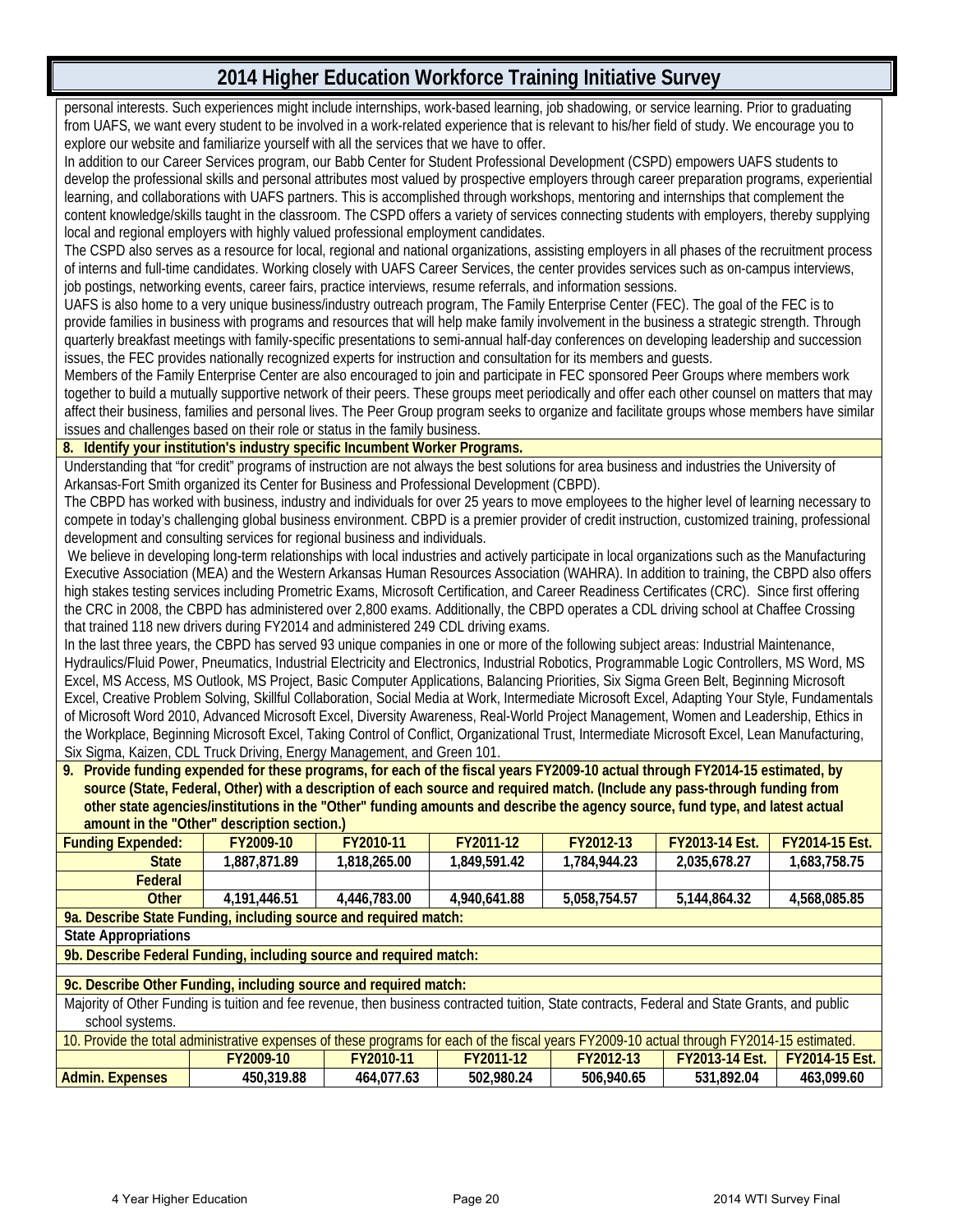personal interests. Such experiences might include internships, work-based learning, job shadowing, or service learning. Prior to graduating from UAFS, we want every student to be involved in a work-related experience that is relevant to his/her field of study. We encourage you to explore our website and familiarize yourself with all the services that we have to offer.

In addition to our Career Services program, our Babb Center for Student Professional Development (CSPD) empowers UAFS students to develop the professional skills and personal attributes most valued by prospective employers through career preparation programs, experiential learning, and collaborations with UAFS partners. This is accomplished through workshops, mentoring and internships that complement the content knowledge/skills taught in the classroom. The CSPD offers a variety of services connecting students with employers, thereby supplying local and regional employers with highly valued professional employment candidates.

The CSPD also serves as a resource for local, regional and national organizations, assisting employers in all phases of the recruitment process of interns and full-time candidates. Working closely with UAFS Career Services, the center provides services such as on-campus interviews, job postings, networking events, career fairs, practice interviews, resume referrals, and information sessions.

UAFS is also home to a very unique business/industry outreach program, The Family Enterprise Center (FEC). The goal of the FEC is to provide families in business with programs and resources that will help make family involvement in the business a strategic strength. Through quarterly breakfast meetings with family-specific presentations to semi-annual half-day conferences on developing leadership and succession issues, the FEC provides nationally recognized experts for instruction and consultation for its members and guests.

Members of the Family Enterprise Center are also encouraged to join and participate in FEC sponsored Peer Groups where members work together to build a mutually supportive network of their peers. These groups meet periodically and offer each other counsel on matters that may affect their business, families and personal lives. The Peer Group program seeks to organize and facilitate groups whose members have similar issues and challenges based on their role or status in the family business.

**8. Identify your institution's industry specific Incumbent Worker Programs.**

Understanding that "for credit" programs of instruction are not always the best solutions for area business and industries the University of Arkansas-Fort Smith organized its Center for Business and Professional Development (CBPD).

The CBPD has worked with business, industry and individuals for over 25 years to move employees to the higher level of learning necessary to compete in today's challenging global business environment. CBPD is a premier provider of credit instruction, customized training, professional development and consulting services for regional business and individuals.

We believe in developing long-term relationships with local industries and actively participate in local organizations such as the Manufacturing Executive Association (MEA) and the Western Arkansas Human Resources Association (WAHRA). In addition to training, the CBPD also offers high stakes testing services including Prometric Exams, Microsoft Certification, and Career Readiness Certificates (CRC). Since first offering the CRC in 2008, the CBPD has administered over 2,800 exams. Additionally, the CBPD operates a CDL driving school at Chaffee Crossing that trained 118 new drivers during FY2014 and administered 249 CDL driving exams.

In the last three years, the CBPD has served 93 unique companies in one or more of the following subject areas: Industrial Maintenance, Hydraulics/Fluid Power, Pneumatics, Industrial Electricity and Electronics, Industrial Robotics, Programmable Logic Controllers, MS Word, MS Excel, MS Access, MS Outlook, MS Project, Basic Computer Applications, Balancing Priorities, Six Sigma Green Belt, Beginning Microsoft Excel, Creative Problem Solving, Skillful Collaboration, Social Media at Work, Intermediate Microsoft Excel, Adapting Your Style, Fundamentals of Microsoft Word 2010, Advanced Microsoft Excel, Diversity Awareness, Real-World Project Management, Women and Leadership, Ethics in the Workplace, Beginning Microsoft Excel, Taking Control of Conflict, Organizational Trust, Intermediate Microsoft Excel, Lean Manufacturing, Six Sigma, Kaizen, CDL Truck Driving, Energy Management, and Green 101.

**9. Provide funding expended for these programs, for each of the fiscal years FY2009-10 actual through FY2014-15 estimated, by source (State, Federal, Other) with a description of each source and required match. (Include any pass-through funding from other state agencies/institutions in the "Other" funding amounts and describe the agency source, fund type, and latest actual amount in the "Other" description section.)**

| Funding Expended: | FY2009-10 | FY2010-11 | FY2011-12 | FY2012-13 | FY2013-14 Est. | FY2014-15 Est. |
|---|---|---|---|---|---|---|
| State | 1,887,871.89 | 1,818,265.00 | 1,849,591.42 | 1,784,944.23 | 2,035,678.27 | 1,683,758.75 |
| Federal | | | | | | |
| Other | 4,191,446.51 | 4,446,783.00 | 4,940,641.88 | 5,058,754.57 | 5,144,864.32 | 4,568,085.85 |

**9a. Describe State Funding, including source and required match:**

State Appropriations

**9b. Describe Federal Funding, including source and required match:**

**9c. Describe Other Funding, including source and required match:**

Majority of Other Funding is tuition and fee revenue, then business contracted tuition, State contracts, Federal and State Grants, and public school systems.

10. Provide the total administrative expenses of these programs for each of the fiscal years FY2009-10 actual through FY2014-15 estimated.

| | FY2009-10 | FY2010-11 | FY2011-12 | FY2012-13 | FY2013-14 Est. | FY2014-15 Est. |
|---|---|---|---|---|---|---|
| Admin. Expenses | 450,319.88 | 464,077.63 | 502,980.24 | 506,940.65 | 531,892.04 | 463,099.60 |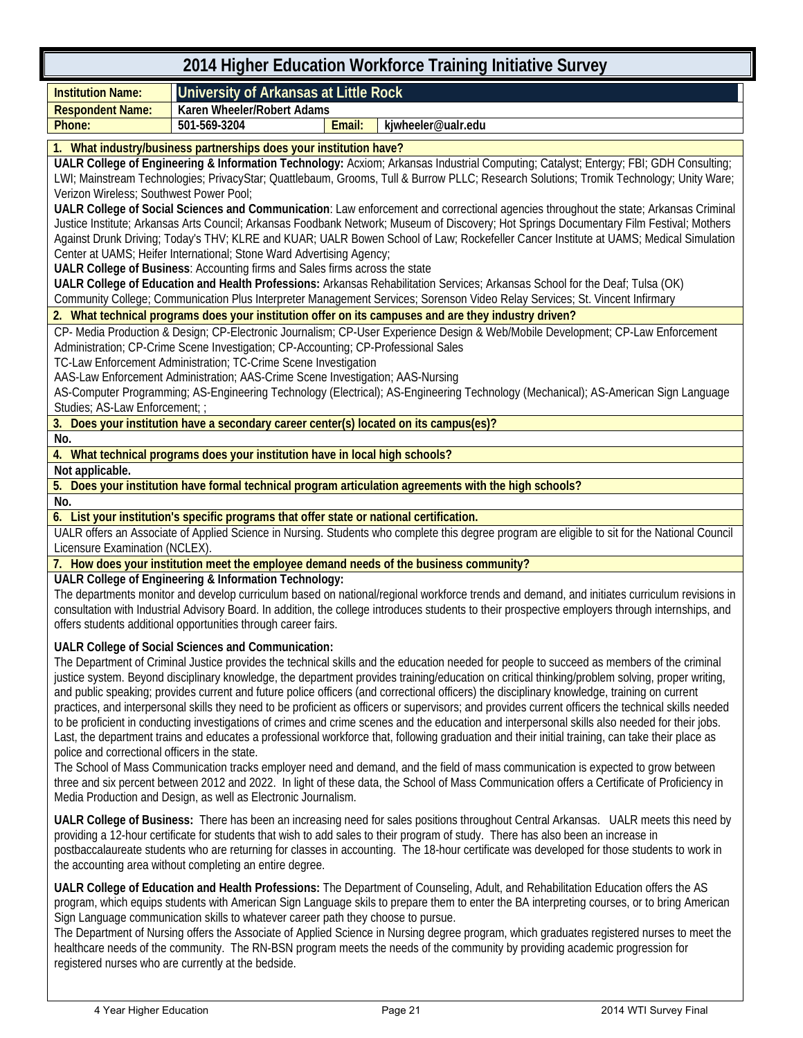# 2014 Higher Education Workforce Training Initiative Survey

| | | | |
|---|---|---|---|
| **Institution Name:** | **University of Arkansas at Little Rock** | | |
| **Respondent Name:** | **Karen Wheeler/Robert Adams** | | |
| **Phone:** | **501-569-3204** | **Email:** | **kjwheeler@ualr.edu** |

**1. What industry/business partnerships does your institution have?**

**UALR College of Engineering & Information Technology:** Acxiom; Arkansas Industrial Computing; Catalyst; Entergy; FBI; GDH Consulting; LWI; Mainstream Technologies; PrivacyStar; Quattlebaum, Grooms, Tull & Burrow PLLC; Research Solutions; Tromik Technology; Unity Ware; Verizon Wireless; Southwest Power Pool;

**UALR College of Social Sciences and Communication**: Law enforcement and correctional agencies throughout the state; Arkansas Criminal Justice Institute; Arkansas Arts Council; Arkansas Foodbank Network; Museum of Discovery; Hot Springs Documentary Film Festival; Mothers Against Drunk Driving; Today's THV; KLRE and KUAR; UALR Bowen School of Law; Rockefeller Cancer Institute at UAMS; Medical Simulation Center at UAMS; Heifer International; Stone Ward Advertising Agency;

**UALR College of Business**: Accounting firms and Sales firms across the state

**UALR College of Education and Health Professions:** Arkansas Rehabilitation Services; Arkansas School for the Deaf; Tulsa (OK) Community College; Communication Plus Interpreter Management Services; Sorenson Video Relay Services; St. Vincent Infirmary

**2. What technical programs does your institution offer on its campuses and are they industry driven?**

CP- Media Production & Design; CP-Electronic Journalism; CP-User Experience Design & Web/Mobile Development; CP-Law Enforcement Administration; CP-Crime Scene Investigation; CP-Accounting; CP-Professional Sales

TC-Law Enforcement Administration; TC-Crime Scene Investigation

AAS-Law Enforcement Administration; AAS-Crime Scene Investigation; AAS-Nursing

AS-Computer Programming; AS-Engineering Technology (Electrical); AS-Engineering Technology (Mechanical); AS-American Sign Language Studies; AS-Law Enforcement; ;

**3. Does your institution have a secondary career center(s) located on its campus(es)?**

**No.**

**4. What technical programs does your institution have in local high schools?**

**Not applicable.**

**5. Does your institution have formal technical program articulation agreements with the high schools?**

**No.**

**6. List your institution's specific programs that offer state or national certification.**

UALR offers an Associate of Applied Science in Nursing. Students who complete this degree program are eligible to sit for the National Council Licensure Examination (NCLEX).

**7. How does your institution meet the employee demand needs of the business community?**

**UALR College of Engineering & Information Technology:**

The departments monitor and develop curriculum based on national/regional workforce trends and demand, and initiates curriculum revisions in consultation with Industrial Advisory Board. In addition, the college introduces students to their prospective employers through internships, and offers students additional opportunities through career fairs.

**UALR College of Social Sciences and Communication:**

The Department of Criminal Justice provides the technical skills and the education needed for people to succeed as members of the criminal justice system. Beyond disciplinary knowledge, the department provides training/education on critical thinking/problem solving, proper writing, and public speaking; provides current and future police officers (and correctional officers) the disciplinary knowledge, training on current practices, and interpersonal skills they need to be proficient as officers or supervisors; and provides current officers the technical skills needed to be proficient in conducting investigations of crimes and crime scenes and the education and interpersonal skills also needed for their jobs. Last, the department trains and educates a professional workforce that, following graduation and their initial training, can take their place as police and correctional officers in the state.

The School of Mass Communication tracks employer need and demand, and the field of mass communication is expected to grow between three and six percent between 2012 and 2022. In light of these data, the School of Mass Communication offers a Certificate of Proficiency in Media Production and Design, as well as Electronic Journalism.

**UALR College of Business:** There has been an increasing need for sales positions throughout Central Arkansas. UALR meets this need by providing a 12-hour certificate for students that wish to add sales to their program of study. There has also been an increase in postbaccalaureate students who are returning for classes in accounting. The 18-hour certificate was developed for those students to work in the accounting area without completing an entire degree.

**UALR College of Education and Health Professions:** The Department of Counseling, Adult, and Rehabilitation Education offers the AS program, which equips students with American Sign Language skils to prepare them to enter the BA interpreting courses, or to bring American Sign Language communication skills to whatever career path they choose to pursue.

The Department of Nursing offers the Associate of Applied Science in Nursing degree program, which graduates registered nurses to meet the healthcare needs of the community. The RN-BSN program meets the needs of the community by providing academic progression for registered nurses who are currently at the bedside.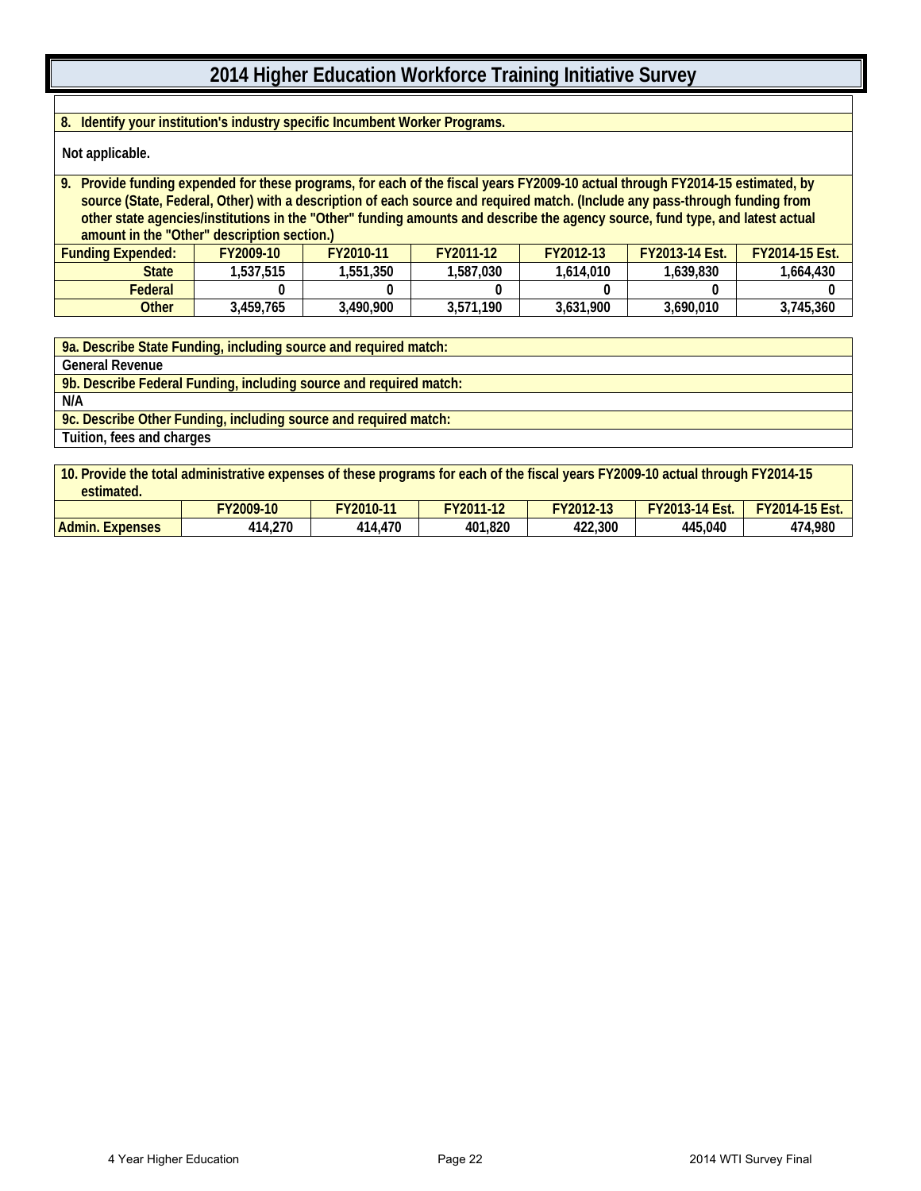# 2014 Higher Education Workforce Training Initiative Survey

**8. Identify your institution's industry specific Incumbent Worker Programs.**

Not applicable.

**9. Provide funding expended for these programs, for each of the fiscal years FY2009-10 actual through FY2014-15 estimated, by source (State, Federal, Other) with a description of each source and required match. (Include any pass-through funding from other state agencies/institutions in the "Other" funding amounts and describe the agency source, fund type, and latest actual amount in the "Other" description section.)**

| Funding Expended: | FY2009-10 | FY2010-11 | FY2011-12 | FY2012-13 | FY2013-14 Est. | FY2014-15 Est. |
|---|---|---|---|---|---|---|
| State | 1,537,515 | 1,551,350 | 1,587,030 | 1,614,010 | 1,639,830 | 1,664,430 |
| Federal | 0 | 0 | 0 | 0 | 0 | 0 |
| Other | 3,459,765 | 3,490,900 | 3,571,190 | 3,631,900 | 3,690,010 | 3,745,360 |

**9a. Describe State Funding, including source and required match:**

General Revenue

**9b. Describe Federal Funding, including source and required match:**

N/A

**9c. Describe Other Funding, including source and required match:**

Tuition, fees and charges

**10. Provide the total administrative expenses of these programs for each of the fiscal years FY2009-10 actual through FY2014-15 estimated.**

| | FY2009-10 | FY2010-11 | FY2011-12 | FY2012-13 | FY2013-14 Est. | FY2014-15 Est. |
|---|---|---|---|---|---|---|
| Admin. Expenses | 414,270 | 414,470 | 401,820 | 422,300 | 445,040 | 474,980 |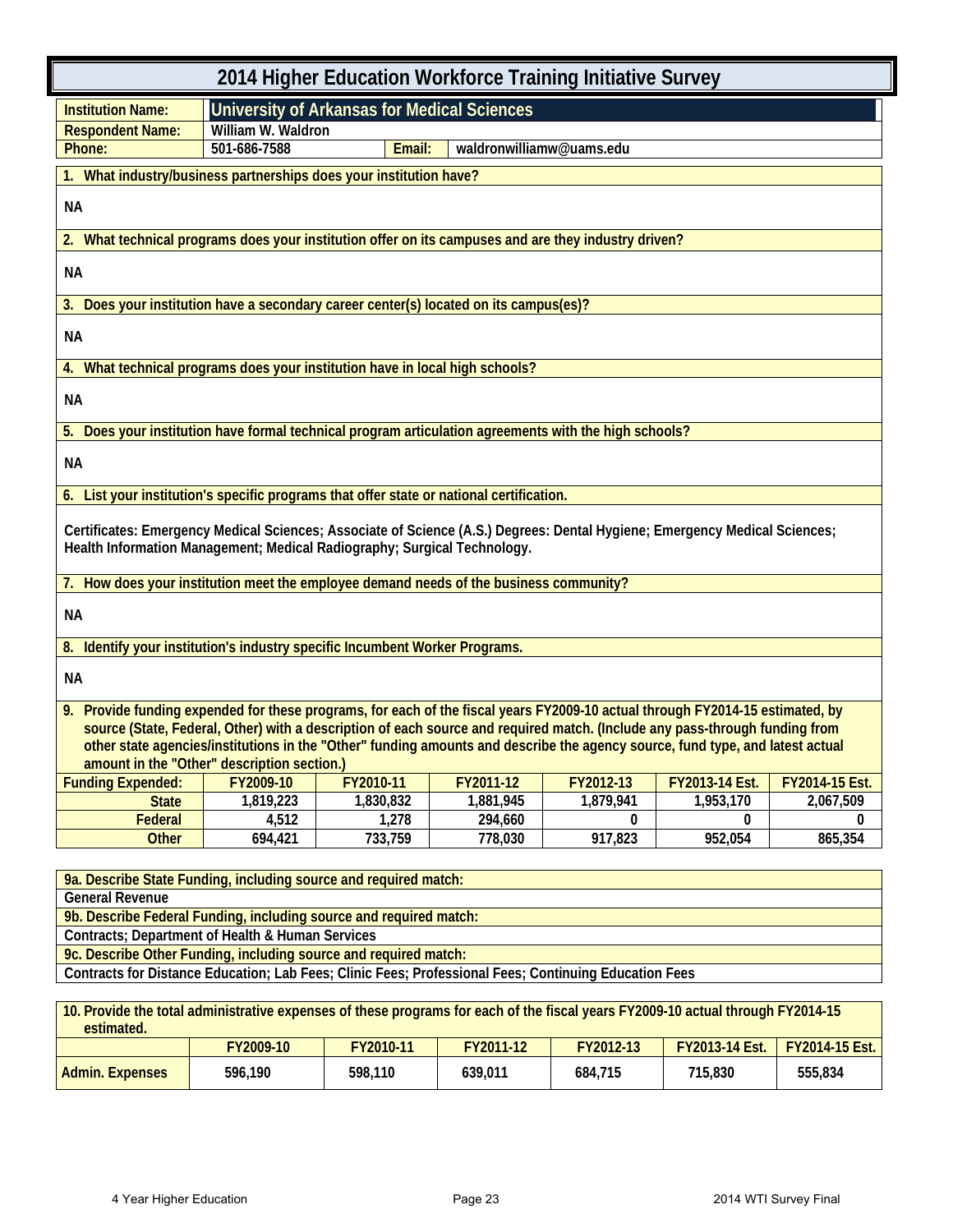# 2014 Higher Education Workforce Training Initiative Survey

| | | | |
|---|---|---|---|
| **Institution Name:** | **University of Arkansas for Medical Sciences** | | |
| **Respondent Name:** | William W. Waldron | | |
| **Phone:** | 501-686-7588 | **Email:** | waldronwilliamw@uams.edu |

**1. What industry/business partnerships does your institution have?**

NA

**2. What technical programs does your institution offer on its campuses and are they industry driven?**

NA

**3. Does your institution have a secondary career center(s) located on its campus(es)?**

NA

**4. What technical programs does your institution have in local high schools?**

NA

**5. Does your institution have formal technical program articulation agreements with the high schools?**

NA

**6. List your institution's specific programs that offer state or national certification.**

Certificates: Emergency Medical Sciences; Associate of Science (A.S.) Degrees: Dental Hygiene; Emergency Medical Sciences; Health Information Management; Medical Radiography; Surgical Technology.

**7. How does your institution meet the employee demand needs of the business community?**

NA

**8. Identify your institution's industry specific Incumbent Worker Programs.**

NA

**9. Provide funding expended for these programs, for each of the fiscal years FY2009-10 actual through FY2014-15 estimated, by source (State, Federal, Other) with a description of each source and required match. (Include any pass-through funding from other state agencies/institutions in the "Other" funding amounts and describe the agency source, fund type, and latest actual amount in the "Other" description section.)**

| Funding Expended: | FY2009-10 | FY2010-11 | FY2011-12 | FY2012-13 | FY2013-14 Est. | FY2014-15 Est. |
|---|---|---|---|---|---|---|
| State | 1,819,223 | 1,830,832 | 1,881,945 | 1,879,941 | 1,953,170 | 2,067,509 |
| Federal | 4,512 | 1,278 | 294,660 | 0 | 0 | 0 |
| Other | 694,421 | 733,759 | 778,030 | 917,823 | 952,054 | 865,354 |

**9a. Describe State Funding, including source and required match:**

General Revenue

**9b. Describe Federal Funding, including source and required match:**

Contracts; Department of Health & Human Services

**9c. Describe Other Funding, including source and required match:**

Contracts for Distance Education; Lab Fees; Clinic Fees; Professional Fees; Continuing Education Fees

**10. Provide the total administrative expenses of these programs for each of the fiscal years FY2009-10 actual through FY2014-15 estimated.**

| | FY2009-10 | FY2010-11 | FY2011-12 | FY2012-13 | FY2013-14 Est. | FY2014-15 Est. |
|---|---|---|---|---|---|---|
| Admin. Expenses | 596,190 | 598,110 | 639,011 | 684,715 | 715,830 | 555,834 |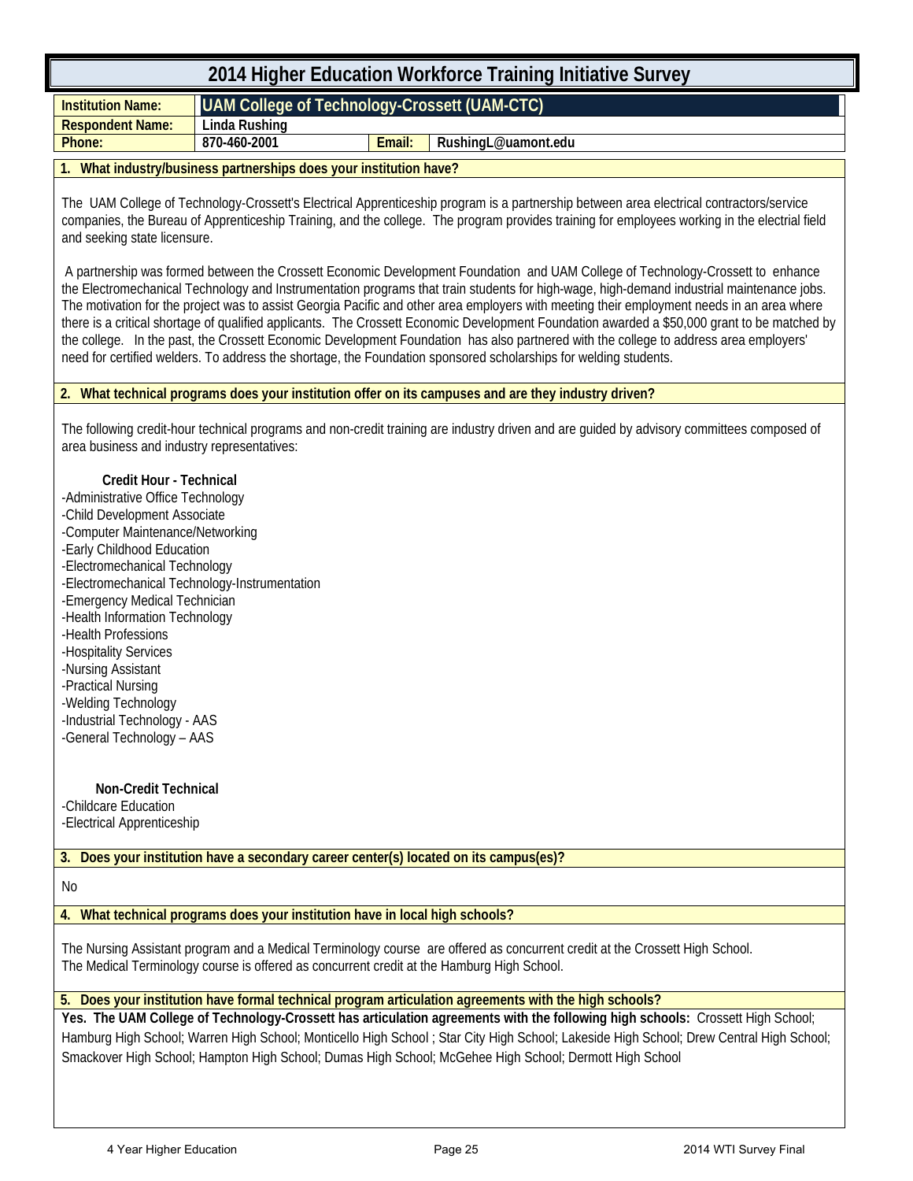# 2014 Higher Education Workforce Training Initiative Survey

| | | | |
|---|---|---|---|
| **Institution Name:** | **UAM College of Technology-Crossett (UAM-CTC)** | | |
| **Respondent Name:** | **Linda Rushing** | | |
| **Phone:** | **870-460-2001** | **Email:** | **RushingL@uamont.edu** |

### 1. What industry/business partnerships does your institution have?

The UAM College of Technology-Crossett's Electrical Apprenticeship program is a partnership between area electrical contractors/service companies, the Bureau of Apprenticeship Training, and the college. The program provides training for employees working in the electrial field and seeking state licensure.

A partnership was formed between the Crossett Economic Development Foundation and UAM College of Technology-Crossett to enhance the Electromechanical Technology and Instrumentation programs that train students for high-wage, high-demand industrial maintenance jobs. The motivation for the project was to assist Georgia Pacific and other area employers with meeting their employment needs in an area where there is a critical shortage of qualified applicants. The Crossett Economic Development Foundation awarded a $50,000 grant to be matched by the college. In the past, the Crossett Economic Development Foundation has also partnered with the college to address area employers' need for certified welders. To address the shortage, the Foundation sponsored scholarships for welding students.

### 2. What technical programs does your institution offer on its campuses and are they industry driven?

The following credit-hour technical programs and non-credit training are industry driven and are guided by advisory committees composed of area business and industry representatives:

**Credit Hour - Technical**

-Administrative Office Technology
-Child Development Associate
-Computer Maintenance/Networking
-Early Childhood Education
-Electromechanical Technology
-Electromechanical Technology-Instrumentation
-Emergency Medical Technician
-Health Information Technology
-Health Professions
-Hospitality Services
-Nursing Assistant
-Practical Nursing
-Welding Technology
-Industrial Technology - AAS
-General Technology – AAS

**Non-Credit Technical**

-Childcare Education
-Electrical Apprenticeship

### 3. Does your institution have a secondary career center(s) located on its campus(es)?

No

### 4. What technical programs does your institution have in local high schools?

The Nursing Assistant program and a Medical Terminology course are offered as concurrent credit at the Crossett High School.
The Medical Terminology course is offered as concurrent credit at the Hamburg High School.

### 5. Does your institution have formal technical program articulation agreements with the high schools?

**Yes. The UAM College of Technology-Crossett has articulation agreements with the following high schools:** Crossett High School; Hamburg High School; Warren High School; Monticello High School ; Star City High School; Lakeside High School; Drew Central High School; Smackover High School; Hampton High School; Dumas High School; McGehee High School; Dermott High School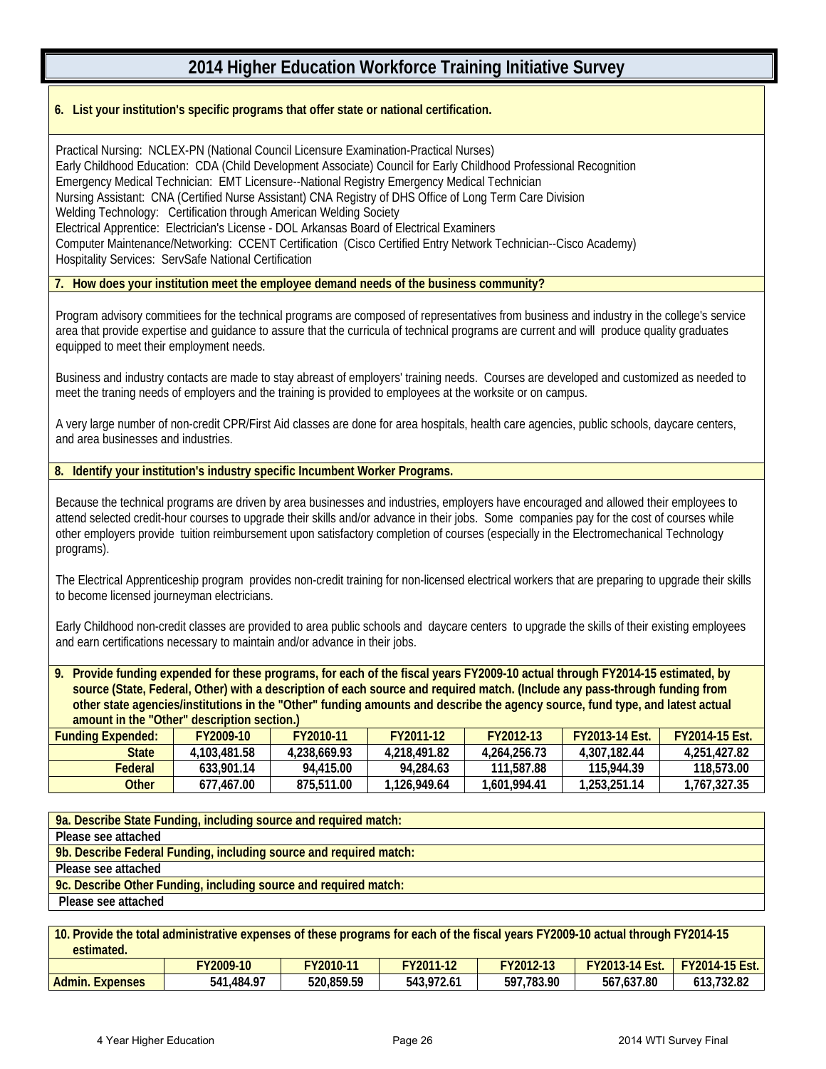# 2014 Higher Education Workforce Training Initiative Survey

**6. List your institution's specific programs that offer state or national certification.**

Practical Nursing: NCLEX-PN (National Council Licensure Examination-Practical Nurses)
Early Childhood Education: CDA (Child Development Associate) Council for Early Childhood Professional Recognition
Emergency Medical Technician: EMT Licensure--National Registry Emergency Medical Technician
Nursing Assistant: CNA (Certified Nurse Assistant) CNA Registry of DHS Office of Long Term Care Division
Welding Technology: Certification through American Welding Society
Electrical Apprentice: Electrician's License - DOL Arkansas Board of Electrical Examiners
Computer Maintenance/Networking: CCENT Certification (Cisco Certified Entry Network Technician--Cisco Academy)
Hospitality Services: ServSafe National Certification

**7. How does your institution meet the employee demand needs of the business community?**

Program advisory commitiees for the technical programs are composed of representatives from business and industry in the college's service area that provide expertise and guidance to assure that the curricula of technical programs are current and will produce quality graduates equipped to meet their employment needs.

Business and industry contacts are made to stay abreast of employers' training needs. Courses are developed and customized as needed to meet the traning needs of employers and the training is provided to employees at the worksite or on campus.

A very large number of non-credit CPR/First Aid classes are done for area hospitals, health care agencies, public schools, daycare centers, and area businesses and industries.

**8. Identify your institution's industry specific Incumbent Worker Programs.**

Because the technical programs are driven by area businesses and industries, employers have encouraged and allowed their employees to attend selected credit-hour courses to upgrade their skills and/or advance in their jobs. Some companies pay for the cost of courses while other employers provide tuition reimbursement upon satisfactory completion of courses (especially in the Electromechanical Technology programs).

The Electrical Apprenticeship program provides non-credit training for non-licensed electrical workers that are preparing to upgrade their skills to become licensed journeyman electricians.

Early Childhood non-credit classes are provided to area public schools and daycare centers to upgrade the skills of their existing employees and earn certifications necessary to maintain and/or advance in their jobs.

**9. Provide funding expended for these programs, for each of the fiscal years FY2009-10 actual through FY2014-15 estimated, by source (State, Federal, Other) with a description of each source and required match. (Include any pass-through funding from other state agencies/institutions in the "Other" funding amounts and describe the agency source, fund type, and latest actual amount in the "Other" description section.)**

| Funding Expended: | FY2009-10 | FY2010-11 | FY2011-12 | FY2012-13 | FY2013-14 Est. | FY2014-15 Est. |
|---|---|---|---|---|---|---|
| State | 4,103,481.58 | 4,238,669.93 | 4,218,491.82 | 4,264,256.73 | 4,307,182.44 | 4,251,427.82 |
| Federal | 633,901.14 | 94,415.00 | 94,284.63 | 111,587.88 | 115,944.39 | 118,573.00 |
| Other | 677,467.00 | 875,511.00 | 1,126,949.64 | 1,601,994.41 | 1,253,251.14 | 1,767,327.35 |

**9a. Describe State Funding, including source and required match:**

**Please see attached**

**9b. Describe Federal Funding, including source and required match:**

**Please see attached**

**9c. Describe Other Funding, including source and required match:**

**Please see attached**

**10. Provide the total administrative expenses of these programs for each of the fiscal years FY2009-10 actual through FY2014-15 estimated.**

| | FY2009-10 | FY2010-11 | FY2011-12 | FY2012-13 | FY2013-14 Est. | FY2014-15 Est. |
|---|---|---|---|---|---|---|
| Admin. Expenses | 541,484.97 | 520,859.59 | 543,972.61 | 597,783.90 | 567,637.80 | 613,732.82 |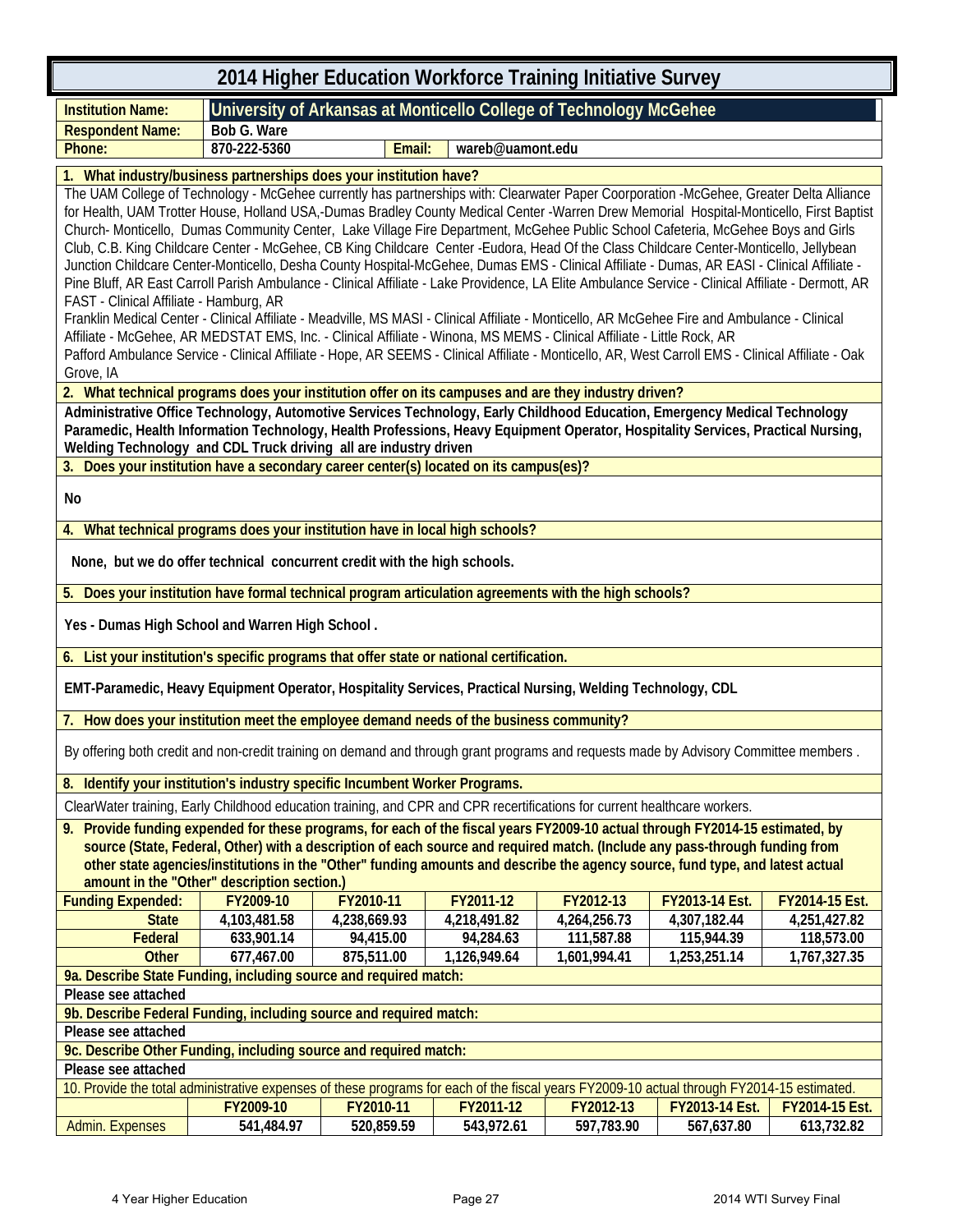# 2014 Higher Education Workforce Training Initiative Survey

| | | | |
|---|---|---|---|
| **Institution Name:** | **University of Arkansas at Monticello College of Technology McGehee** | | |
| **Respondent Name:** | **Bob G. Ware** | | |
| **Phone:** | **870-222-5360** | **Email:** | **wareb@uamont.edu** |

**1. What industry/business partnerships does your institution have?**

The UAM College of Technology - McGehee currently has partnerships with: Clearwater Paper Coorporation -McGehee, Greater Delta Alliance for Health, UAM Trotter House, Holland USA,-Dumas Bradley County Medical Center -Warren Drew Memorial Hospital-Monticello, First Baptist Church- Monticello, Dumas Community Center, Lake Village Fire Department, McGehee Public School Cafeteria, McGehee Boys and Girls Club, C.B. King Childcare Center - McGehee, CB King Childcare Center -Eudora, Head Of the Class Childcare Center-Monticello, Jellybean Junction Childcare Center-Monticello, Desha County Hospital-McGehee, Dumas EMS - Clinical Affiliate - Dumas, AR EASI - Clinical Affiliate - Pine Bluff, AR East Carroll Parish Ambulance - Clinical Affiliate - Lake Providence, LA Elite Ambulance Service - Clinical Affiliate - Dermott, AR FAST - Clinical Affiliate - Hamburg, AR
Franklin Medical Center - Clinical Affiliate - Meadville, MS MASI - Clinical Affiliate - Monticello, AR McGehee Fire and Ambulance - Clinical Affiliate - McGehee, AR MEDSTAT EMS, Inc. - Clinical Affiliate - Winona, MS MEMS - Clinical Affiliate - Little Rock, AR
Pafford Ambulance Service - Clinical Affiliate - Hope, AR SEEMS - Clinical Affiliate - Monticello, AR, West Carroll EMS - Clinical Affiliate - Oak Grove, IA

**2. What technical programs does your institution offer on its campuses and are they industry driven?**

**Administrative Office Technology, Automotive Services Technology, Early Childhood Education, Emergency Medical Technology Paramedic, Health Information Technology, Health Professions, Heavy Equipment Operator, Hospitality Services, Practical Nursing, Welding Technology and CDL Truck driving all are industry driven**

**3. Does your institution have a secondary career center(s) located on its campus(es)?**

**No**

**4. What technical programs does your institution have in local high schools?**

**None, but we do offer technical concurrent credit with the high schools.**

**5. Does your institution have formal technical program articulation agreements with the high schools?**

**Yes - Dumas High School and Warren High School .**

**6. List your institution's specific programs that offer state or national certification.**

**EMT-Paramedic, Heavy Equipment Operator, Hospitality Services, Practical Nursing, Welding Technology, CDL**

**7. How does your institution meet the employee demand needs of the business community?**

By offering both credit and non-credit training on demand and through grant programs and requests made by Advisory Committee members .

**8. Identify your institution's industry specific Incumbent Worker Programs.**

ClearWater training, Early Childhood education training, and CPR and CPR recertifications for current healthcare workers.

**9. Provide funding expended for these programs, for each of the fiscal years FY2009-10 actual through FY2014-15 estimated, by source (State, Federal, Other) with a description of each source and required match. (Include any pass-through funding from other state agencies/institutions in the "Other" funding amounts and describe the agency source, fund type, and latest actual amount in the "Other" description section.)**

| Funding Expended: | FY2009-10 | FY2010-11 | FY2011-12 | FY2012-13 | FY2013-14 Est. | FY2014-15 Est. |
|---|---|---|---|---|---|---|
| State | 4,103,481.58 | 4,238,669.93 | 4,218,491.82 | 4,264,256.73 | 4,307,182.44 | 4,251,427.82 |
| Federal | 633,901.14 | 94,415.00 | 94,284.63 | 111,587.88 | 115,944.39 | 118,573.00 |
| Other | 677,467.00 | 875,511.00 | 1,126,949.64 | 1,601,994.41 | 1,253,251.14 | 1,767,327.35 |

**9a. Describe State Funding, including source and required match:**

**Please see attached**

**9b. Describe Federal Funding, including source and required match:**

**Please see attached**

**9c. Describe Other Funding, including source and required match:**

**Please see attached**

10. Provide the total administrative expenses of these programs for each of the fiscal years FY2009-10 actual through FY2014-15 estimated.

| | FY2009-10 | FY2010-11 | FY2011-12 | FY2012-13 | FY2013-14 Est. | FY2014-15 Est. |
|---|---|---|---|---|---|---|
| Admin. Expenses | 541,484.97 | 520,859.59 | 543,972.61 | 597,783.90 | 567,637.80 | 613,732.82 |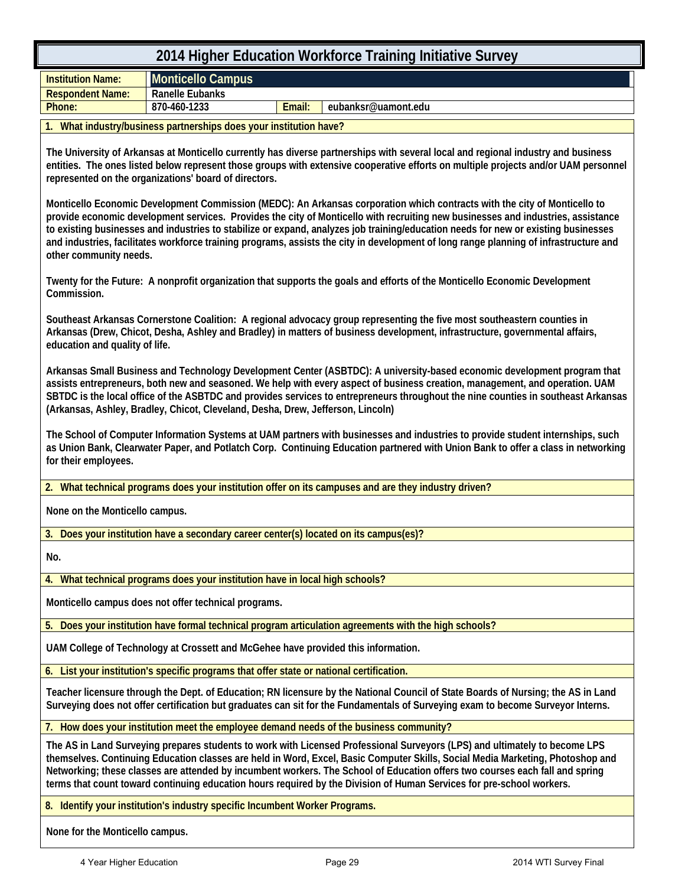# 2014 Higher Education Workforce Training Initiative Survey

| | | | |
|---|---|---|---|
| **Institution Name:** | **Monticello Campus** | | |
| **Respondent Name:** | Ranelle Eubanks | | |
| **Phone:** | 870-460-1233 | **Email:** | eubanksr@uamont.edu |

**1. What industry/business partnerships does your institution have?**

The University of Arkansas at Monticello currently has diverse partnerships with several local and regional industry and business entities. The ones listed below represent those groups with extensive cooperative efforts on multiple projects and/or UAM personnel represented on the organizations' board of directors.

Monticello Economic Development Commission (MEDC): An Arkansas corporation which contracts with the city of Monticello to provide economic development services. Provides the city of Monticello with recruiting new businesses and industries, assistance to existing businesses and industries to stabilize or expand, analyzes job training/education needs for new or existing businesses and industries, facilitates workforce training programs, assists the city in development of long range planning of infrastructure and other community needs.

Twenty for the Future: A nonprofit organization that supports the goals and efforts of the Monticello Economic Development Commission.

Southeast Arkansas Cornerstone Coalition: A regional advocacy group representing the five most southeastern counties in Arkansas (Drew, Chicot, Desha, Ashley and Bradley) in matters of business development, infrastructure, governmental affairs, education and quality of life.

Arkansas Small Business and Technology Development Center (ASBTDC): A university-based economic development program that assists entrepreneurs, both new and seasoned. We help with every aspect of business creation, management, and operation. UAM SBTDC is the local office of the ASBTDC and provides services to entrepreneurs throughout the nine counties in southeast Arkansas (Arkansas, Ashley, Bradley, Chicot, Cleveland, Desha, Drew, Jefferson, Lincoln)

The School of Computer Information Systems at UAM partners with businesses and industries to provide student internships, such as Union Bank, Clearwater Paper, and Potlatch Corp. Continuing Education partnered with Union Bank to offer a class in networking for their employees.

**2. What technical programs does your institution offer on its campuses and are they industry driven?**

None on the Monticello campus.

**3. Does your institution have a secondary career center(s) located on its campus(es)?**

No.

**4. What technical programs does your institution have in local high schools?**

Monticello campus does not offer technical programs.

**5. Does your institution have formal technical program articulation agreements with the high schools?**

UAM College of Technology at Crossett and McGehee have provided this information.

**6. List your institution's specific programs that offer state or national certification.**

Teacher licensure through the Dept. of Education; RN licensure by the National Council of State Boards of Nursing; the AS in Land Surveying does not offer certification but graduates can sit for the Fundamentals of Surveying exam to become Surveyor Interns.

**7. How does your institution meet the employee demand needs of the business community?**

The AS in Land Surveying prepares students to work with Licensed Professional Surveyors (LPS) and ultimately to become LPS themselves. Continuing Education classes are held in Word, Excel, Basic Computer Skills, Social Media Marketing, Photoshop and Networking; these classes are attended by incumbent workers. The School of Education offers two courses each fall and spring terms that count toward continuing education hours required by the Division of Human Services for pre-school workers.

**8. Identify your institution's industry specific Incumbent Worker Programs.**

None for the Monticello campus.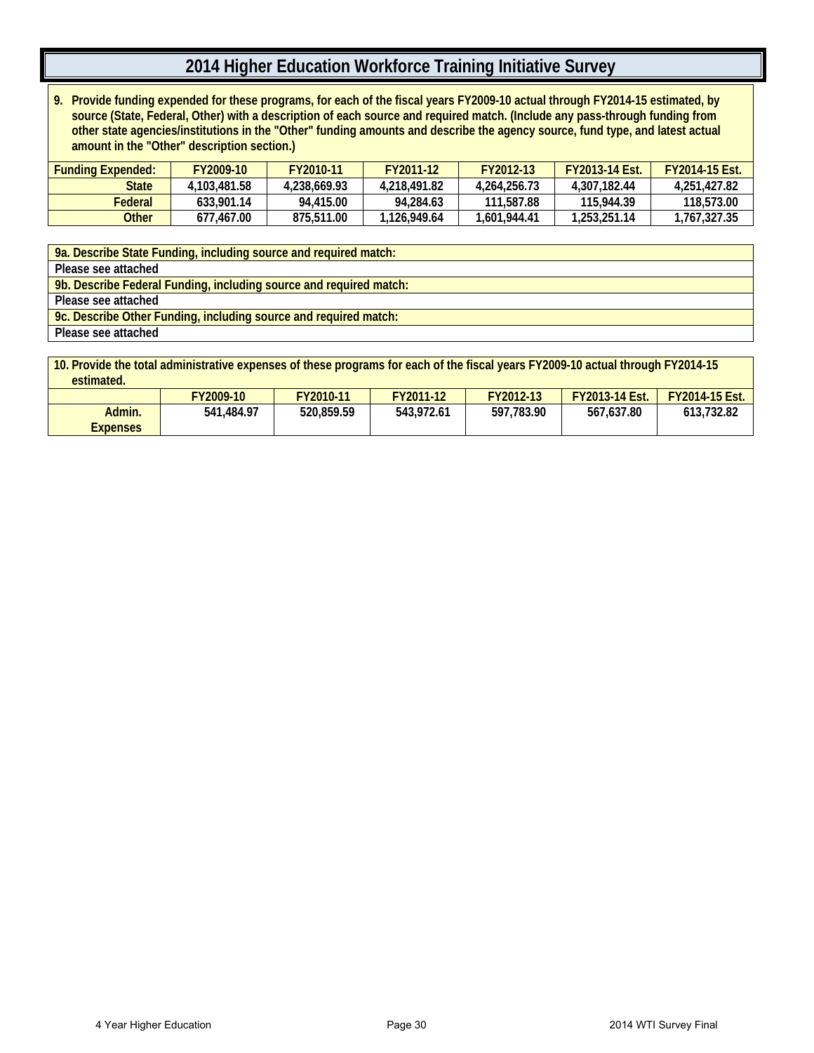# 2014 Higher Education Workforce Training Initiative Survey

**9. Provide funding expended for these programs, for each of the fiscal years FY2009-10 actual through FY2014-15 estimated, by source (State, Federal, Other) with a description of each source and required match. (Include any pass-through funding from other state agencies/institutions in the "Other" funding amounts and describe the agency source, fund type, and latest actual amount in the "Other" description section.)**

| Funding Expended: | FY2009-10 | FY2010-11 | FY2011-12 | FY2012-13 | FY2013-14 Est. | FY2014-15 Est. |
|---|---|---|---|---|---|---|
| State | 4,103,481.58 | 4,238,669.93 | 4,218,491.82 | 4,264,256.73 | 4,307,182.44 | 4,251,427.82 |
| Federal | 633,901.14 | 94,415.00 | 94,284.63 | 111,587.88 | 115,944.39 | 118,573.00 |
| Other | 677,467.00 | 875,511.00 | 1,126,949.64 | 1,601,944.41 | 1,253,251.14 | 1,767,327.35 |

**9a. Describe State Funding, including source and required match:**

Please see attached

**9b. Describe Federal Funding, including source and required match:**

Please see attached

**9c. Describe Other Funding, including source and required match:**

Please see attached

**10. Provide the total administrative expenses of these programs for each of the fiscal years FY2009-10 actual through FY2014-15 estimated.**

| | FY2009-10 | FY2010-11 | FY2011-12 | FY2012-13 | FY2013-14 Est. | FY2014-15 Est. |
|---|---|---|---|---|---|---|
| Admin. Expenses | 541,484.97 | 520,859.59 | 543,972.61 | 597,783.90 | 567,637.80 | 613,732.82 |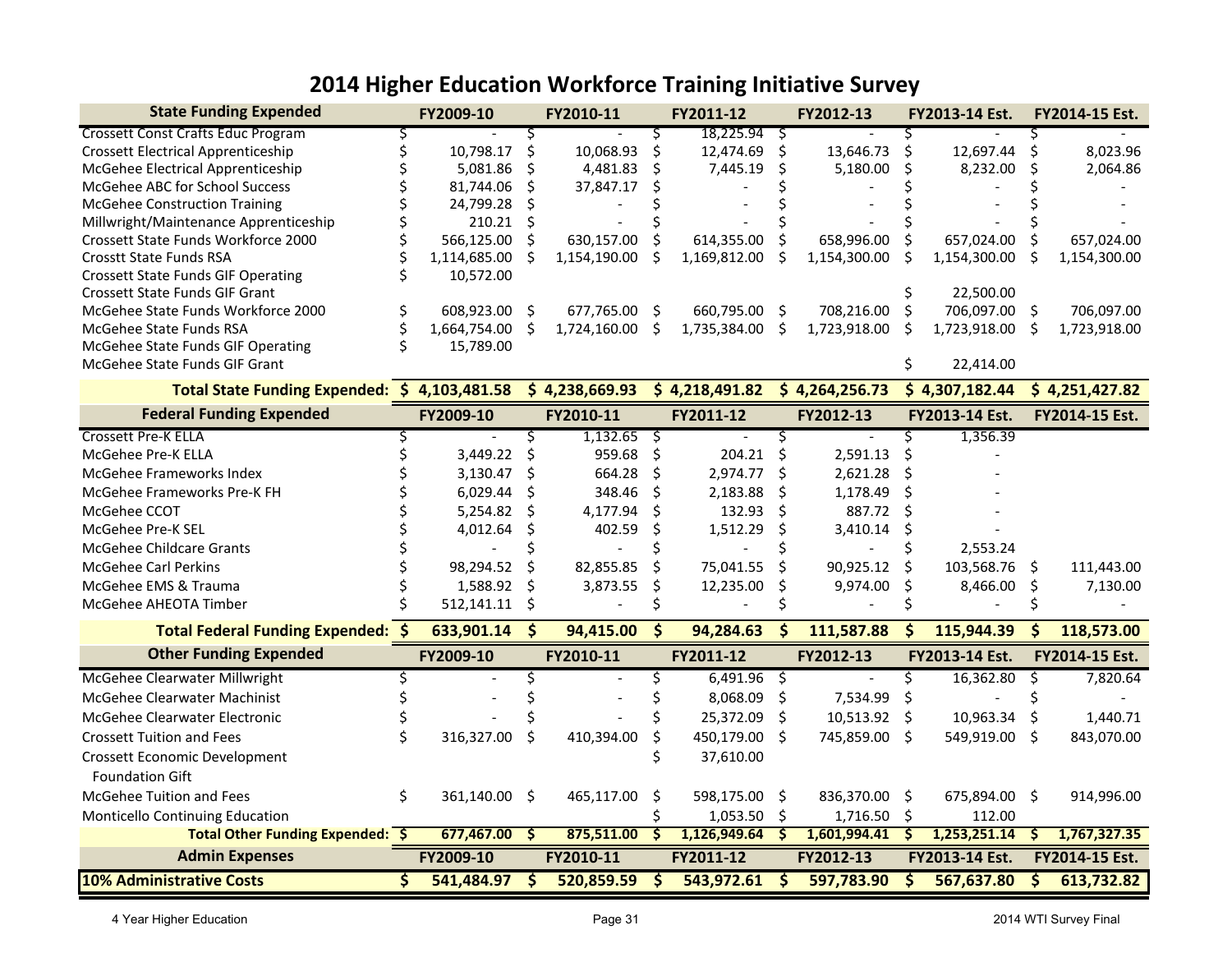# 2014 Higher Education Workforce Training Initiative Survey

| State Funding Expended | FY2009-10 | FY2010-11 | FY2011-12 | FY2012-13 | FY2013-14 Est. | FY2014-15 Est. |
|---|---|---|---|---|---|---|
| Crossett Const Crafts Educ Program | $ - | $ - | $ 18,225.94 | $ - | $ - | $ - |
| Crossett Electrical Apprenticeship | $ 10,798.17 | $ 10,068.93 | $ 12,474.69 | $ 13,646.73 | $ 12,697.44 | $ 8,023.96 |
| McGehee Electrical Apprenticeship | $ 5,081.86 | $ 4,481.83 | $ 7,445.19 | $ 5,180.00 | $ 8,232.00 | $ 2,064.86 |
| McGehee ABC for School Success | $ 81,744.06 | $ 37,847.17 | $ - | $ - | $ - | $ - |
| McGehee Construction Training | $ 24,799.28 | $ - | $ - | $ - | $ - | $ - |
| Millwright/Maintenance Apprenticeship | $ 210.21 | $ - | $ - | $ - | $ - | $ - |
| Crossett State Funds Workforce 2000 | $ 566,125.00 | $ 630,157.00 | $ 614,355.00 | $ 658,996.00 | $ 657,024.00 | $ 657,024.00 |
| Crosstt State Funds RSA | $ 1,114,685.00 | $ 1,154,190.00 | $ 1,169,812.00 | $ 1,154,300.00 | $ 1,154,300.00 | $ 1,154,300.00 |
| Crossett State Funds GIF Operating | $ 10,572.00 | | | | | |
| Crossett State Funds GIF Grant | | | | | $ 22,500.00 | |
| McGehee State Funds Workforce 2000 | $ 608,923.00 | $ 677,765.00 | $ 660,795.00 | $ 708,216.00 | $ 706,097.00 | $ 706,097.00 |
| McGehee State Funds RSA | $ 1,664,754.00 | $ 1,724,160.00 | $ 1,735,384.00 | $ 1,723,918.00 | $ 1,723,918.00 | $ 1,723,918.00 |
| McGehee State Funds GIF Operating | $ 15,789.00 | | | | | |
| McGehee State Funds GIF Grant | | | | | $ 22,414.00 | |
| **Total State Funding Expended:** | **$ 4,103,481.58** | **$ 4,238,669.93** | **$ 4,218,491.82** | **$ 4,264,256.73** | **$ 4,307,182.44** | **$ 4,251,427.82** |
| **Federal Funding Expended** | **FY2009-10** | **FY2010-11** | **FY2011-12** | **FY2012-13** | **FY2013-14 Est.** | **FY2014-15 Est.** |
| Crossett Pre-K ELLA | $ - | $ 1,132.65 | $ - | $ - | $ 1,356.39 | |
| McGehee Pre-K ELLA | $ 3,449.22 | $ 959.68 | $ 204.21 | $ 2,591.13 | $ - | |
| McGehee Frameworks Index | $ 3,130.47 | $ 664.28 | $ 2,974.77 | $ 2,621.28 | $ - | |
| McGehee Frameworks Pre-K FH | $ 6,029.44 | $ 348.46 | $ 2,183.88 | $ 1,178.49 | $ - | |
| McGehee CCOT | $ 5,254.82 | $ 4,177.94 | $ 132.93 | $ 887.72 | $ - | |
| McGehee Pre-K SEL | $ 4,012.64 | $ 402.59 | $ 1,512.29 | $ 3,410.14 | $ - | |
| McGehee Childcare Grants | $ - | $ - | $ - | $ - | $ 2,553.24 | |
| McGehee Carl Perkins | $ 98,294.52 | $ 82,855.85 | $ 75,041.55 | $ 90,925.12 | $ 103,568.76 | $ 111,443.00 |
| McGehee EMS & Trauma | $ 1,588.92 | $ 3,873.55 | $ 12,235.00 | $ 9,974.00 | $ 8,466.00 | $ 7,130.00 |
| McGehee AHEOTA Timber | $ 512,141.11 | $ - | $ - | $ - | $ - | $ - |
| **Total Federal Funding Expended:** | **$ 633,901.14** | **$ 94,415.00** | **$ 94,284.63** | **$ 111,587.88** | **$ 115,944.39** | **$ 118,573.00** |
| **Other Funding Expended** | **FY2009-10** | **FY2010-11** | **FY2011-12** | **FY2012-13** | **FY2013-14 Est.** | **FY2014-15 Est.** |
| McGehee Clearwater Millwright | $ - | $ - | $ 6,491.96 | $ - | $ 16,362.80 | $ 7,820.64 |
| McGehee Clearwater Machinist | $ - | $ - | $ 8,068.09 | $ 7,534.99 | $ - | $ - |
| McGehee Clearwater Electronic | $ - | $ - | $ 25,372.09 | $ 10,513.92 | $ 10,963.34 | $ 1,440.71 |
| Crossett Tuition and Fees | $ 316,327.00 | $ 410,394.00 | $ 450,179.00 | $ 745,859.00 | $ 549,919.00 | $ 843,070.00 |
| Crossett Economic Development Foundation Gift | | | $ 37,610.00 | | | |
| McGehee Tuition and Fees | $ 361,140.00 | $ 465,117.00 | $ 598,175.00 | $ 836,370.00 | $ 675,894.00 | $ 914,996.00 |
| Monticello Continuing Education | | | $ 1,053.50 | $ 1,716.50 | $ 112.00 | |
| **Total Other Funding Expended:** | **$ 677,467.00** | **$ 875,511.00** | **$ 1,126,949.64** | **$ 1,601,994.41** | **$ 1,253,251.14** | **$ 1,767,327.35** |
| **Admin Expenses** | **FY2009-10** | **FY2010-11** | **FY2011-12** | **FY2012-13** | **FY2013-14 Est.** | **FY2014-15 Est.** |
| **10% Administrative Costs** | **$ 541,484.97** | **$ 520,859.59** | **$ 543,972.61** | **$ 597,783.90** | **$ 567,637.80** | **$ 613,732.82** |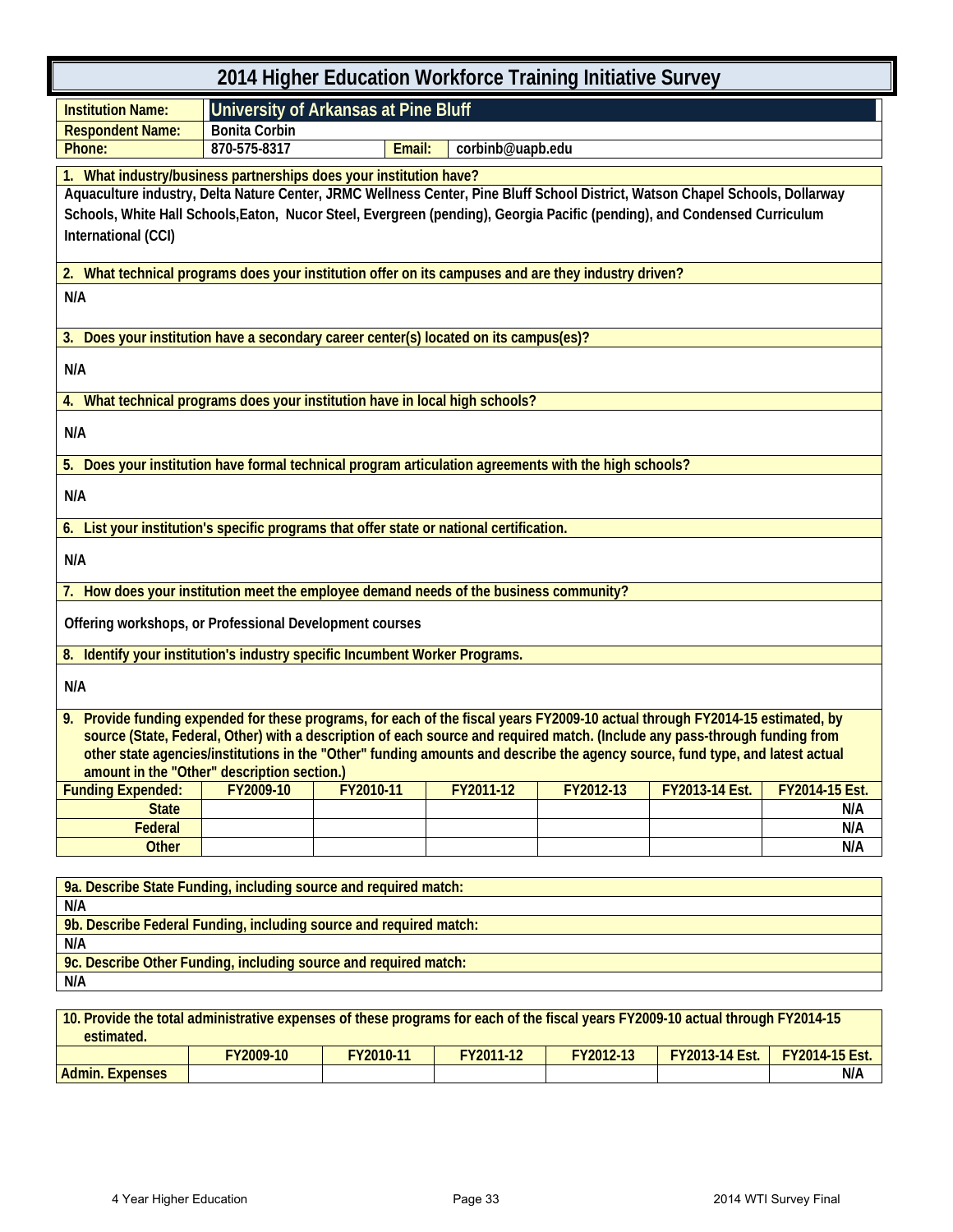# 2014 Higher Education Workforce Training Initiative Survey

| | | | |
|---|---|---|---|
| **Institution Name:** | **University of Arkansas at Pine Bluff** | | |
| **Respondent Name:** | Bonita Corbin | | |
| **Phone:** | 870-575-8317 | **Email:** | corbinb@uapb.edu |

**1. What industry/business partnerships does your institution have?**

Aquaculture industry, Delta Nature Center, JRMC Wellness Center, Pine Bluff School District, Watson Chapel Schools, Dollarway Schools, White Hall Schools,Eaton, Nucor Steel, Evergreen (pending), Georgia Pacific (pending), and Condensed Curriculum International (CCI)

**2. What technical programs does your institution offer on its campuses and are they industry driven?**

N/A

**3. Does your institution have a secondary career center(s) located on its campus(es)?**

N/A

**4. What technical programs does your institution have in local high schools?**

N/A

**5. Does your institution have formal technical program articulation agreements with the high schools?**

N/A

**6. List your institution's specific programs that offer state or national certification.**

N/A

**7. How does your institution meet the employee demand needs of the business community?**

Offering workshops, or Professional Development courses

**8. Identify your institution's industry specific Incumbent Worker Programs.**

N/A

**9. Provide funding expended for these programs, for each of the fiscal years FY2009-10 actual through FY2014-15 estimated, by source (State, Federal, Other) with a description of each source and required match. (Include any pass-through funding from other state agencies/institutions in the "Other" funding amounts and describe the agency source, fund type, and latest actual amount in the "Other" description section.)**

| Funding Expended: | FY2009-10 | FY2010-11 | FY2011-12 | FY2012-13 | FY2013-14 Est. | FY2014-15 Est. |
|---|---|---|---|---|---|---|
| State | | | | | | N/A |
| Federal | | | | | | N/A |
| Other | | | | | | N/A |

**9a. Describe State Funding, including source and required match:**

N/A

**9b. Describe Federal Funding, including source and required match:**

N/A

**9c. Describe Other Funding, including source and required match:**

N/A

**10. Provide the total administrative expenses of these programs for each of the fiscal years FY2009-10 actual through FY2014-15 estimated.**

| | FY2009-10 | FY2010-11 | FY2011-12 | FY2012-13 | FY2013-14 Est. | FY2014-15 Est. |
|---|---|---|---|---|---|---|
| Admin. Expenses | | | | | | N/A |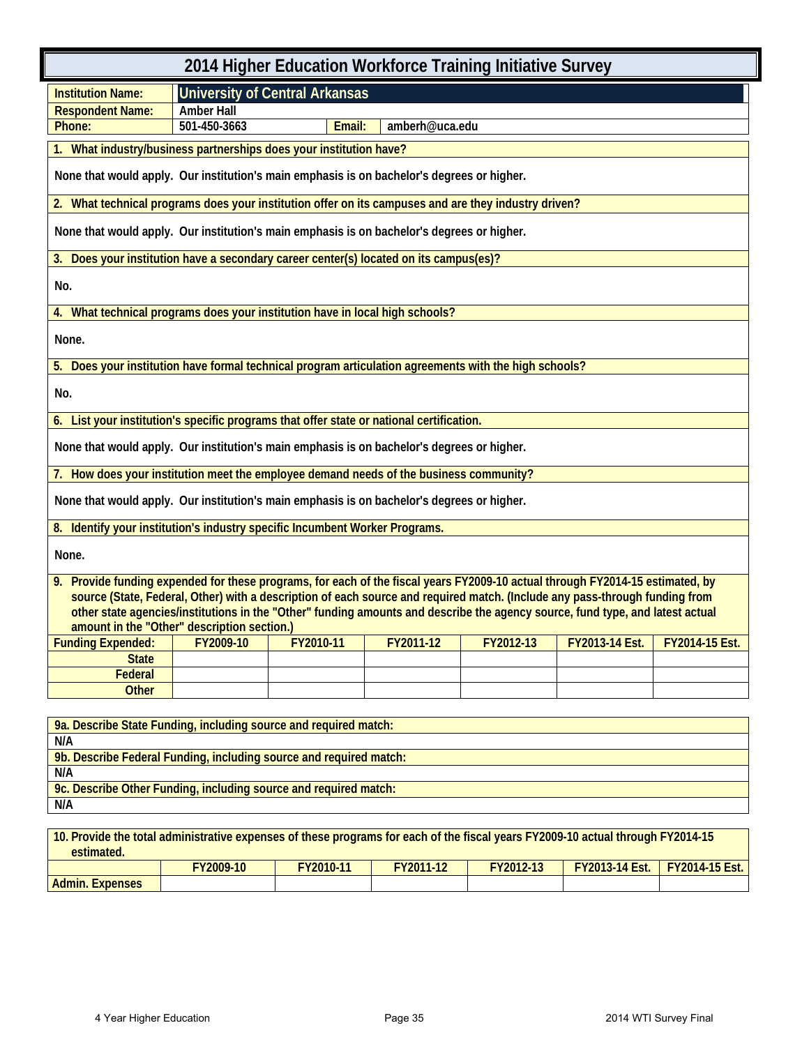# 2014 Higher Education Workforce Training Initiative Survey

| | | | |
|---|---|---|---|
| **Institution Name:** | **University of Central Arkansas** | | |
| **Respondent Name:** | Amber Hall | | |
| **Phone:** | 501-450-3663 | **Email:** | amberh@uca.edu |

**1. What industry/business partnerships does your institution have?**

None that would apply. Our institution's main emphasis is on bachelor's degrees or higher.

**2. What technical programs does your institution offer on its campuses and are they industry driven?**

None that would apply. Our institution's main emphasis is on bachelor's degrees or higher.

**3. Does your institution have a secondary career center(s) located on its campus(es)?**

No.

**4. What technical programs does your institution have in local high schools?**

None.

**5. Does your institution have formal technical program articulation agreements with the high schools?**

No.

**6. List your institution's specific programs that offer state or national certification.**

None that would apply. Our institution's main emphasis is on bachelor's degrees or higher.

**7. How does your institution meet the employee demand needs of the business community?**

None that would apply. Our institution's main emphasis is on bachelor's degrees or higher.

**8. Identify your institution's industry specific Incumbent Worker Programs.**

None.

**9. Provide funding expended for these programs, for each of the fiscal years FY2009-10 actual through FY2014-15 estimated, by source (State, Federal, Other) with a description of each source and required match. (Include any pass-through funding from other state agencies/institutions in the "Other" funding amounts and describe the agency source, fund type, and latest actual amount in the "Other" description section.)**

| Funding Expended: | FY2009-10 | FY2010-11 | FY2011-12 | FY2012-13 | FY2013-14 Est. | FY2014-15 Est. |
|---|---|---|---|---|---|---|
| State | | | | | | |
| Federal | | | | | | |
| Other | | | | | | |

**9a. Describe State Funding, including source and required match:**

N/A

**9b. Describe Federal Funding, including source and required match:**

N/A

**9c. Describe Other Funding, including source and required match:**

N/A

**10. Provide the total administrative expenses of these programs for each of the fiscal years FY2009-10 actual through FY2014-15 estimated.**

| | FY2009-10 | FY2010-11 | FY2011-12 | FY2012-13 | FY2013-14 Est. | FY2014-15 Est. |
|---|---|---|---|---|---|---|
| Admin. Expenses | | | | | | |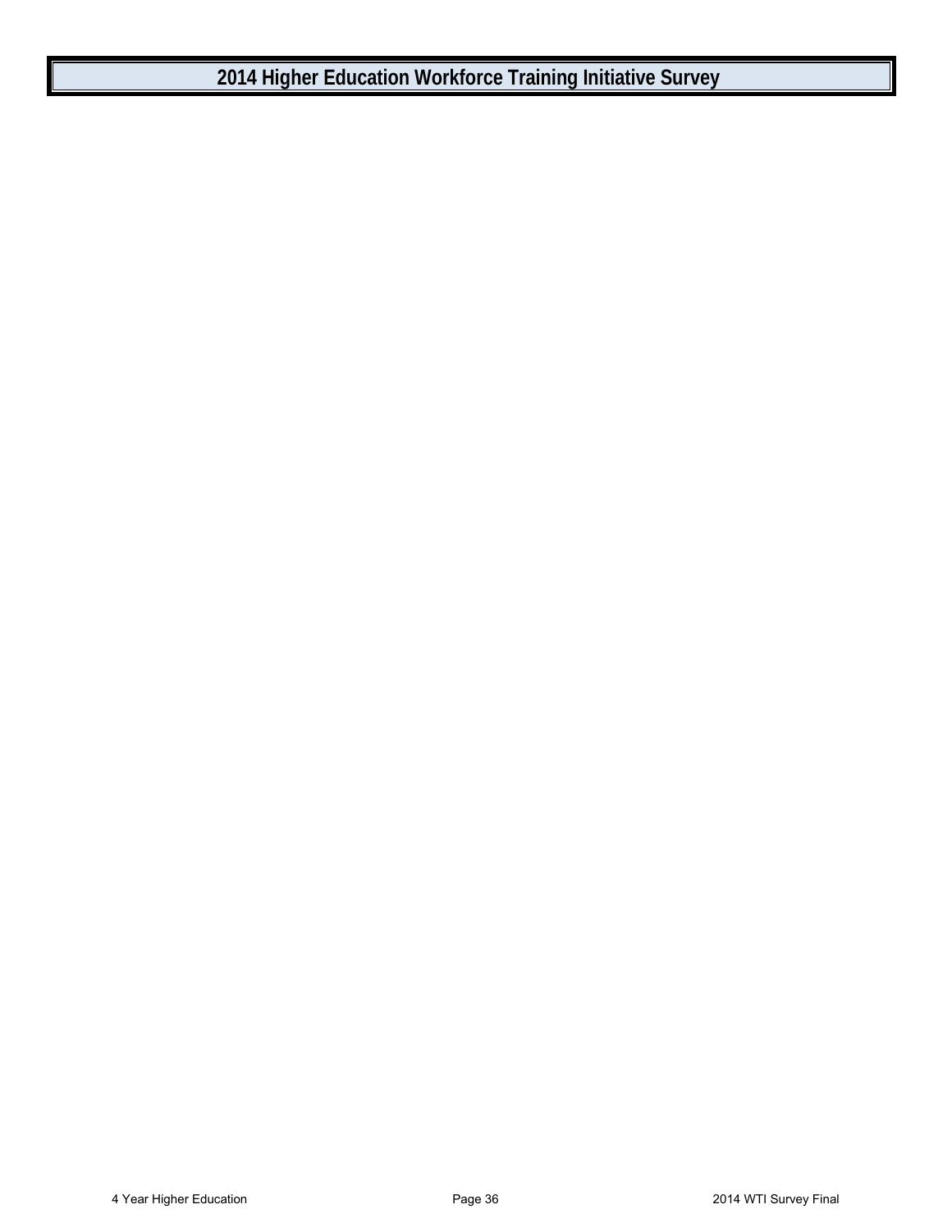# 2014 Higher Education Workforce Training Initiative Survey